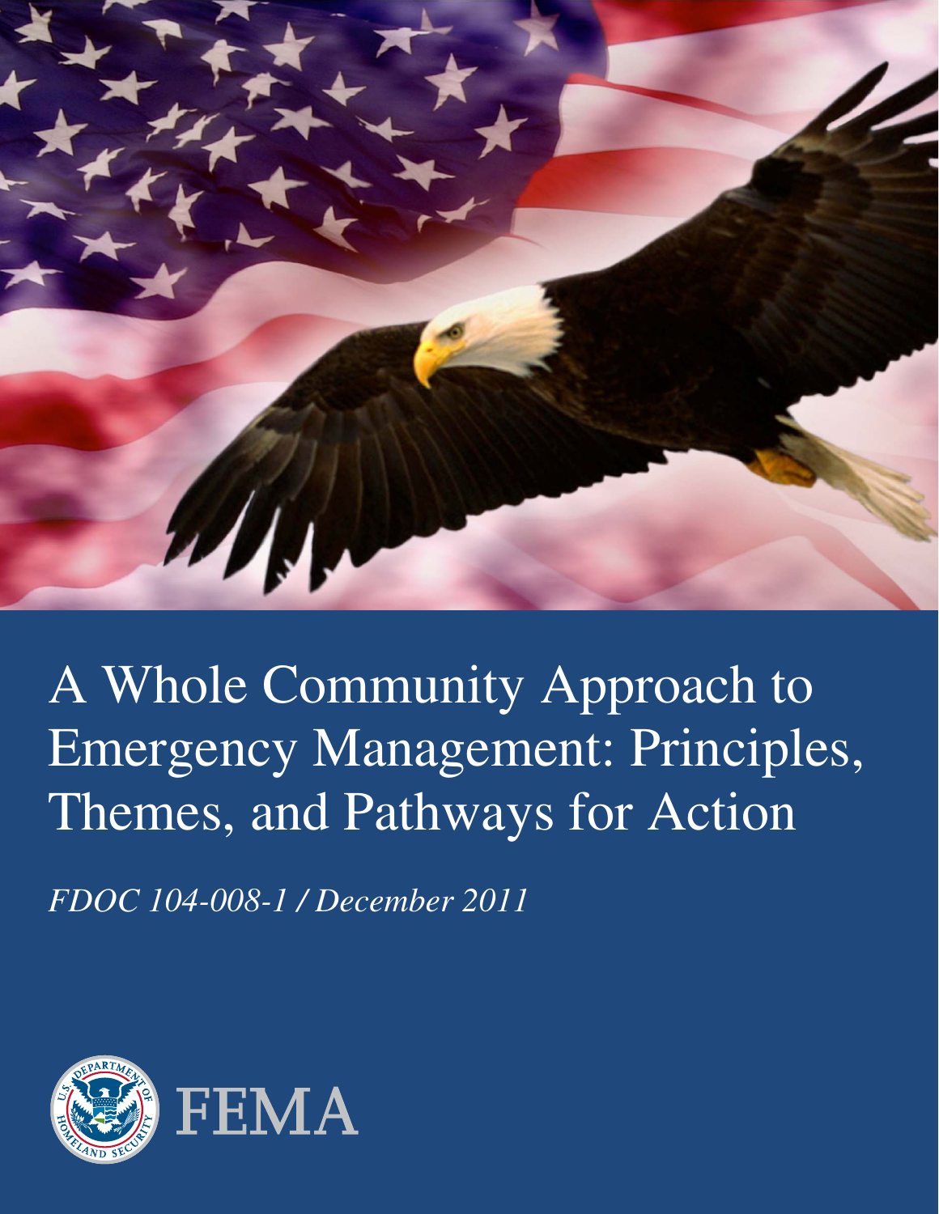# A Whole Community Approach to Emergency Management: Principles, Themes, and Pathways for Action

*FDOC 104-008-1 / December 2011*

FEMA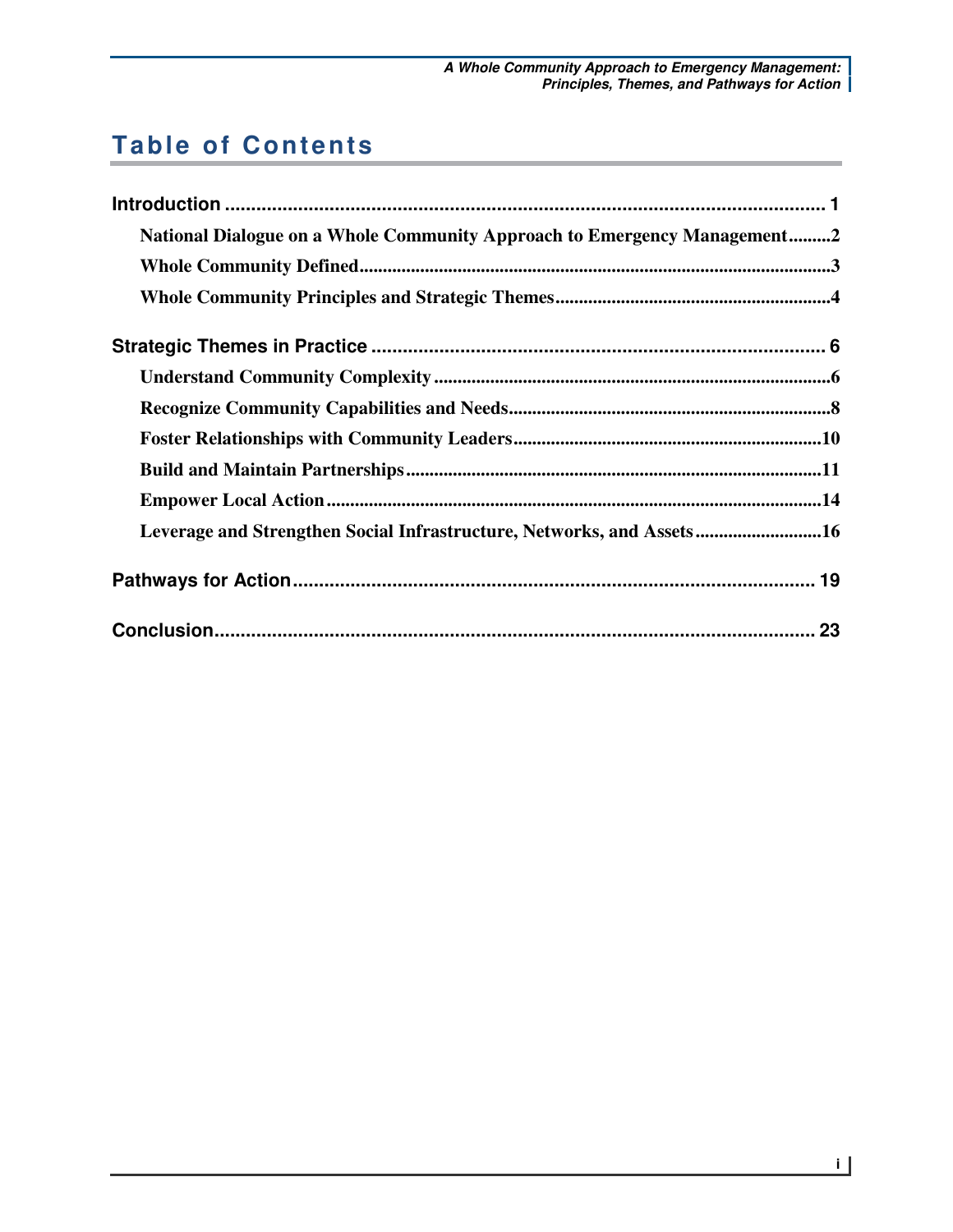# Table of Contents

**Introduction** ........................................................................................................ 1

- **National Dialogue on a Whole Community Approach to Emergency Management**.........2
- **Whole Community Defined**....................................................................................3
- **Whole Community Principles and Strategic Themes**..........................................................4

**Strategic Themes in Practice** ........................................................................................ 6

- **Understand Community Complexity** ....................................................................................6
- **Recognize Community Capabilities and Needs**.....................................................................8
- **Foster Relationships with Community Leaders**.................................................................10
- **Build and Maintain Partnerships**.......................................................................................11
- **Empower Local Action**.........................................................................................................14
- **Leverage and Strengthen Social Infrastructure, Networks, and Assets**...........................16

**Pathways for Action**.................................................................................................... 19

**Conclusion**................................................................................................................. 23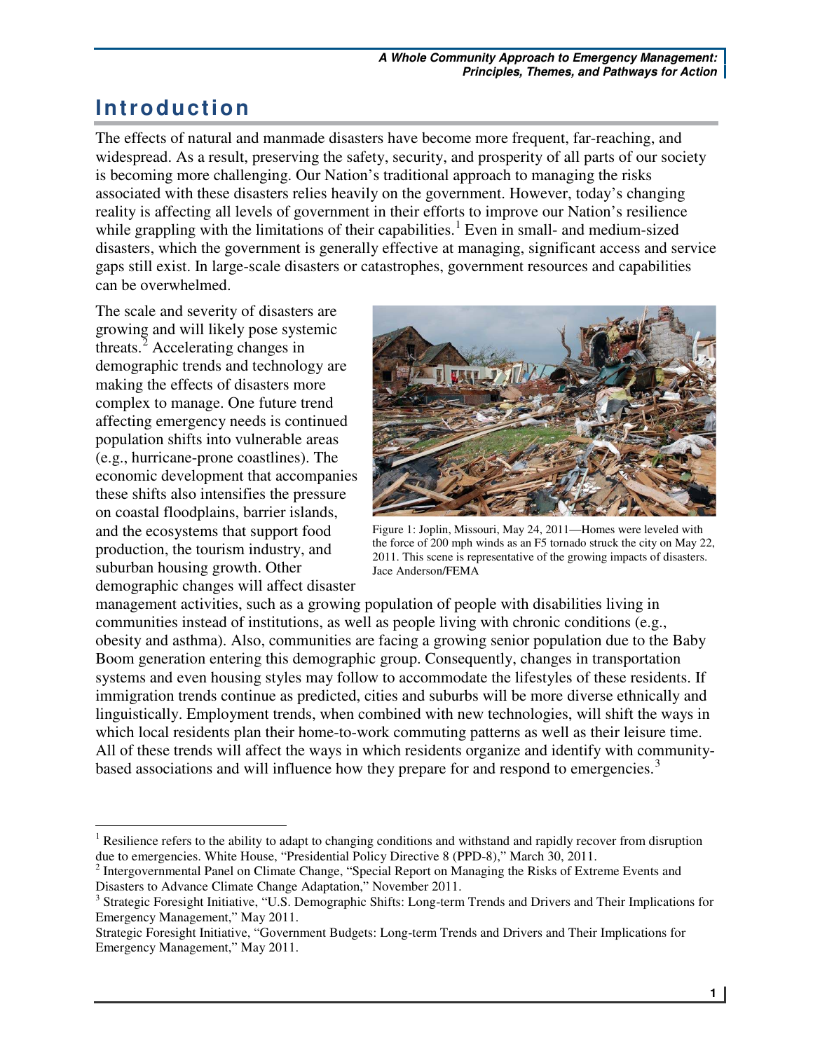# Introduction

The effects of natural and manmade disasters have become more frequent, far-reaching, and widespread. As a result, preserving the safety, security, and prosperity of all parts of our society is becoming more challenging. Our Nation's traditional approach to managing the risks associated with these disasters relies heavily on the government. However, today's changing reality is affecting all levels of government in their efforts to improve our Nation's resilience while grappling with the limitations of their capabilities.[1] Even in small- and medium-sized disasters, which the government is generally effective at managing, significant access and service gaps still exist. In large-scale disasters or catastrophes, government resources and capabilities can be overwhelmed.

The scale and severity of disasters are growing and will likely pose systemic threats.[2] Accelerating changes in demographic trends and technology are making the effects of disasters more complex to manage. One future trend affecting emergency needs is continued population shifts into vulnerable areas (e.g., hurricane-prone coastlines). The economic development that accompanies these shifts also intensifies the pressure on coastal floodplains, barrier islands, and the ecosystems that support food production, the tourism industry, and suburban housing growth. Other demographic changes will affect disaster management activities, such as a growing population of people with disabilities living in communities instead of institutions, as well as people living with chronic conditions (e.g., obesity and asthma). Also, communities are facing a growing senior population due to the Baby Boom generation entering this demographic group. Consequently, changes in transportation systems and even housing styles may follow to accommodate the lifestyles of these residents. If immigration trends continue as predicted, cities and suburbs will be more diverse ethnically and linguistically. Employment trends, when combined with new technologies, will shift the ways in which local residents plan their home-to-work commuting patterns as well as their leisure time. All of these trends will affect the ways in which residents organize and identify with community-based associations and will influence how they prepare for and respond to emergencies.[3]

Figure 1: Joplin, Missouri, May 24, 2011—Homes were leveled with the force of 200 mph winds as an F5 tornado struck the city on May 22, 2011. This scene is representative of the growing impacts of disasters. Jace Anderson/FEMA

[1] Resilience refers to the ability to adapt to changing conditions and withstand and rapidly recover from disruption due to emergencies. White House, "Presidential Policy Directive 8 (PPD-8)," March 30, 2011.

[2] Intergovernmental Panel on Climate Change, "Special Report on Managing the Risks of Extreme Events and Disasters to Advance Climate Change Adaptation," November 2011.

[3] Strategic Foresight Initiative, "U.S. Demographic Shifts: Long-term Trends and Drivers and Their Implications for Emergency Management," May 2011.

Strategic Foresight Initiative, "Government Budgets: Long-term Trends and Drivers and Their Implications for Emergency Management," May 2011.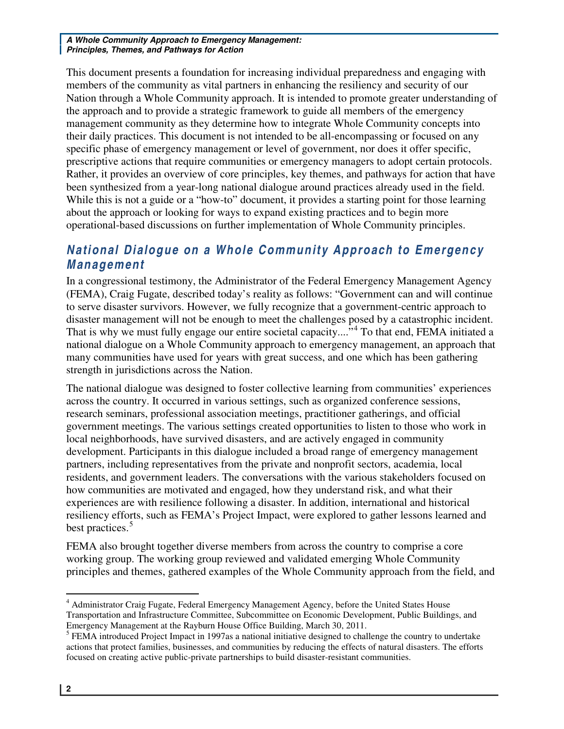This document presents a foundation for increasing individual preparedness and engaging with members of the community as vital partners in enhancing the resiliency and security of our Nation through a Whole Community approach. It is intended to promote greater understanding of the approach and to provide a strategic framework to guide all members of the emergency management community as they determine how to integrate Whole Community concepts into their daily practices. This document is not intended to be all-encompassing or focused on any specific phase of emergency management or level of government, nor does it offer specific, prescriptive actions that require communities or emergency managers to adopt certain protocols. Rather, it provides an overview of core principles, key themes, and pathways for action that have been synthesized from a year-long national dialogue around practices already used in the field. While this is not a guide or a "how-to" document, it provides a starting point for those learning about the approach or looking for ways to expand existing practices and to begin more operational-based discussions on further implementation of Whole Community principles.

## National Dialogue on a Whole Community Approach to Emergency Management

In a congressional testimony, the Administrator of the Federal Emergency Management Agency (FEMA), Craig Fugate, described today's reality as follows: "Government can and will continue to serve disaster survivors. However, we fully recognize that a government-centric approach to disaster management will not be enough to meet the challenges posed by a catastrophic incident. That is why we must fully engage our entire societal capacity...."[4] To that end, FEMA initiated a national dialogue on a Whole Community approach to emergency management, an approach that many communities have used for years with great success, and one which has been gathering strength in jurisdictions across the Nation.

The national dialogue was designed to foster collective learning from communities' experiences across the country. It occurred in various settings, such as organized conference sessions, research seminars, professional association meetings, practitioner gatherings, and official government meetings. The various settings created opportunities to listen to those who work in local neighborhoods, have survived disasters, and are actively engaged in community development. Participants in this dialogue included a broad range of emergency management partners, including representatives from the private and nonprofit sectors, academia, local residents, and government leaders. The conversations with the various stakeholders focused on how communities are motivated and engaged, how they understand risk, and what their experiences are with resilience following a disaster. In addition, international and historical resiliency efforts, such as FEMA's Project Impact, were explored to gather lessons learned and best practices.[5]

FEMA also brought together diverse members from across the country to comprise a core working group. The working group reviewed and validated emerging Whole Community principles and themes, gathered examples of the Whole Community approach from the field, and

---

[4] Administrator Craig Fugate, Federal Emergency Management Agency, before the United States House Transportation and Infrastructure Committee, Subcommittee on Economic Development, Public Buildings, and Emergency Management at the Rayburn House Office Building, March 30, 2011.

[5] FEMA introduced Project Impact in 1997as a national initiative designed to challenge the country to undertake actions that protect families, businesses, and communities by reducing the effects of natural disasters. The efforts focused on creating active public-private partnerships to build disaster-resistant communities.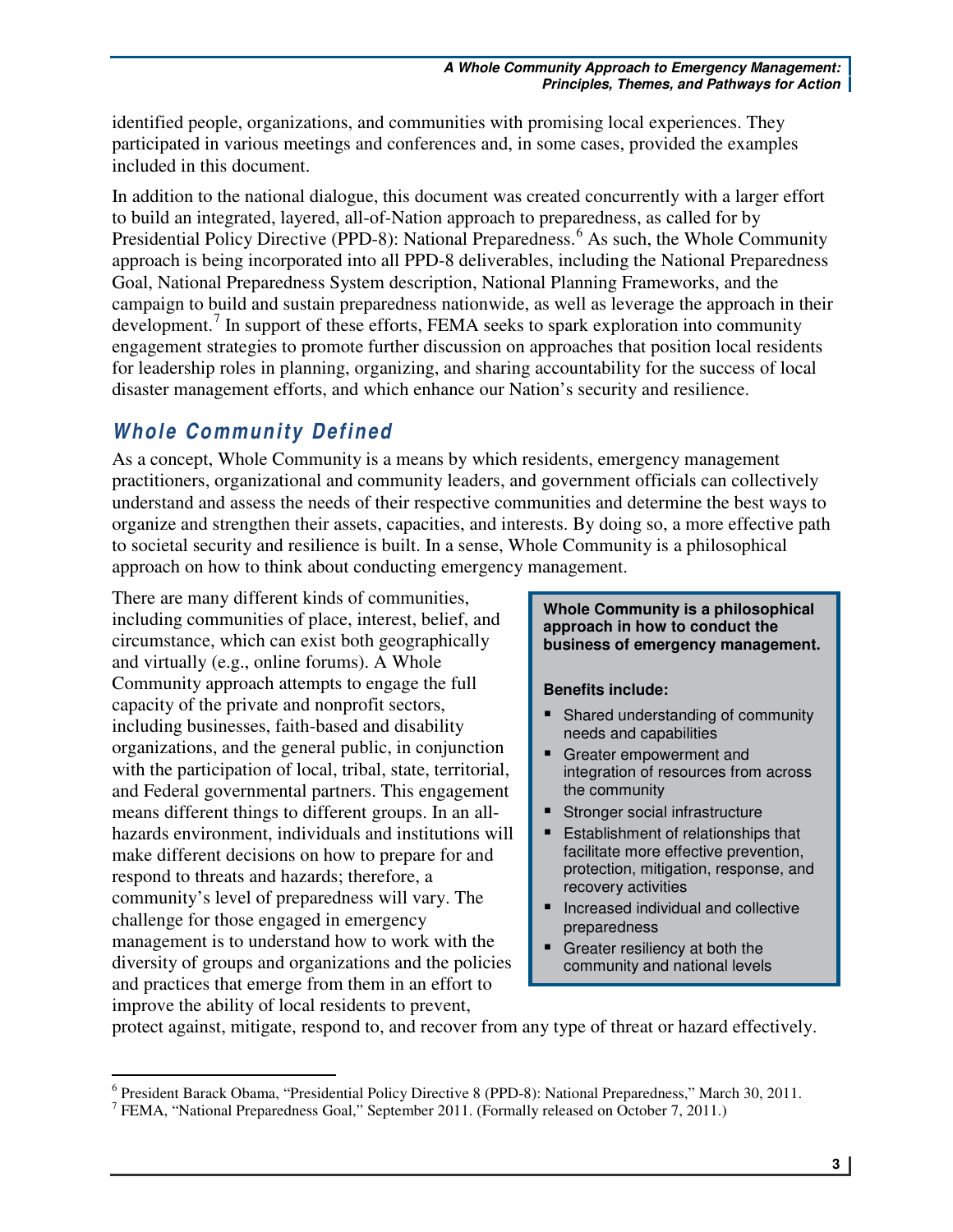identified people, organizations, and communities with promising local experiences. They participated in various meetings and conferences and, in some cases, provided the examples included in this document.

In addition to the national dialogue, this document was created concurrently with a larger effort to build an integrated, layered, all-of-Nation approach to preparedness, as called for by Presidential Policy Directive (PPD-8): National Preparedness.[6] As such, the Whole Community approach is being incorporated into all PPD-8 deliverables, including the National Preparedness Goal, National Preparedness System description, National Planning Frameworks, and the campaign to build and sustain preparedness nationwide, as well as leverage the approach in their development.[7] In support of these efforts, FEMA seeks to spark exploration into community engagement strategies to promote further discussion on approaches that position local residents for leadership roles in planning, organizing, and sharing accountability for the success of local disaster management efforts, and which enhance our Nation's security and resilience.

## *Whole Community Defined*

As a concept, Whole Community is a means by which residents, emergency management practitioners, organizational and community leaders, and government officials can collectively understand and assess the needs of their respective communities and determine the best ways to organize and strengthen their assets, capacities, and interests. By doing so, a more effective path to societal security and resilience is built. In a sense, Whole Community is a philosophical approach on how to think about conducting emergency management.

There are many different kinds of communities, including communities of place, interest, belief, and circumstance, which can exist both geographically and virtually (e.g., online forums). A Whole Community approach attempts to engage the full capacity of the private and nonprofit sectors, including businesses, faith-based and disability organizations, and the general public, in conjunction with the participation of local, tribal, state, territorial, and Federal governmental partners. This engagement means different things to different groups. In an all-hazards environment, individuals and institutions will make different decisions on how to prepare for and respond to threats and hazards; therefore, a community's level of preparedness will vary. The challenge for those engaged in emergency management is to understand how to work with the diversity of groups and organizations and the policies and practices that emerge from them in an effort to improve the ability of local residents to prevent, protect against, mitigate, respond to, and recover from any type of threat or hazard effectively.

> **Whole Community is a philosophical approach in how to conduct the business of emergency management.**
>
> **Benefits include:**
>
> - Shared understanding of community needs and capabilities
> - Greater empowerment and integration of resources from across the community
> - Stronger social infrastructure
> - Establishment of relationships that facilitate more effective prevention, protection, mitigation, response, and recovery activities
> - Increased individual and collective preparedness
> - Greater resiliency at both the community and national levels

[6] President Barack Obama, "Presidential Policy Directive 8 (PPD-8): National Preparedness," March 30, 2011.

[7] FEMA, "National Preparedness Goal," September 2011. (Formally released on October 7, 2011.)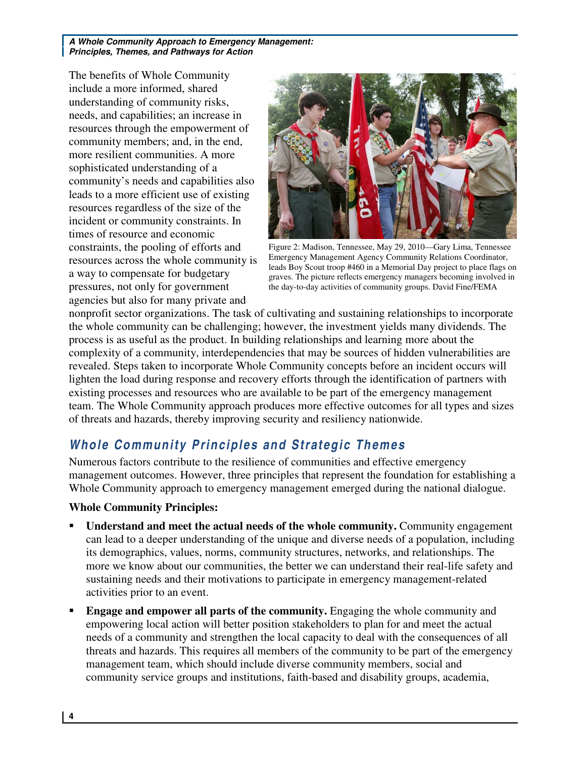The benefits of Whole Community include a more informed, shared understanding of community risks, needs, and capabilities; an increase in resources through the empowerment of community members; and, in the end, more resilient communities. A more sophisticated understanding of a community's needs and capabilities also leads to a more efficient use of existing resources regardless of the size of the incident or community constraints. In times of resource and economic constraints, the pooling of efforts and resources across the whole community is a way to compensate for budgetary pressures, not only for government agencies but also for many private and nonprofit sector organizations. The task of cultivating and sustaining relationships to incorporate the whole community can be challenging; however, the investment yields many dividends. The process is as useful as the product. In building relationships and learning more about the complexity of a community, interdependencies that may be sources of hidden vulnerabilities are revealed. Steps taken to incorporate Whole Community concepts before an incident occurs will lighten the load during response and recovery efforts through the identification of partners with existing processes and resources who are available to be part of the emergency management team. The Whole Community approach produces more effective outcomes for all types and sizes of threats and hazards, thereby improving security and resiliency nationwide.

Figure 2: Madison, Tennessee, May 29, 2010—Gary Lima, Tennessee Emergency Management Agency Community Relations Coordinator, leads Boy Scout troop #460 in a Memorial Day project to place flags on graves. The picture reflects emergency managers becoming involved in the day-to-day activities of community groups. David Fine/FEMA

## *Whole Community Principles and Strategic Themes*

Numerous factors contribute to the resilience of communities and effective emergency management outcomes. However, three principles that represent the foundation for establishing a Whole Community approach to emergency management emerged during the national dialogue.

**Whole Community Principles:**

- **Understand and meet the actual needs of the whole community.** Community engagement can lead to a deeper understanding of the unique and diverse needs of a population, including its demographics, values, norms, community structures, networks, and relationships. The more we know about our communities, the better we can understand their real-life safety and sustaining needs and their motivations to participate in emergency management-related activities prior to an event.
- **Engage and empower all parts of the community.** Engaging the whole community and empowering local action will better position stakeholders to plan for and meet the actual needs of a community and strengthen the local capacity to deal with the consequences of all threats and hazards. This requires all members of the community to be part of the emergency management team, which should include diverse community members, social and community service groups and institutions, faith-based and disability groups, academia,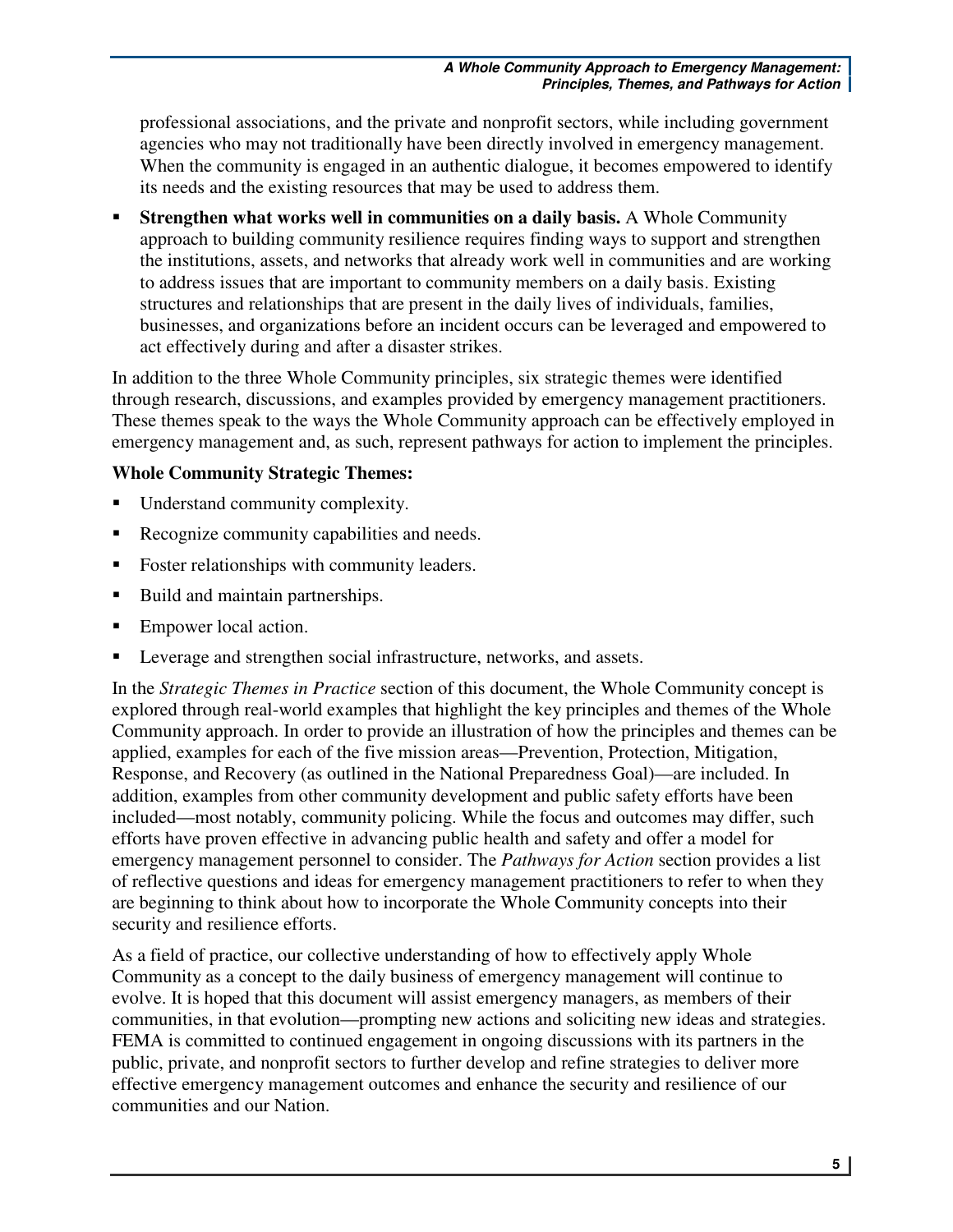professional associations, and the private and nonprofit sectors, while including government agencies who may not traditionally have been directly involved in emergency management. When the community is engaged in an authentic dialogue, it becomes empowered to identify its needs and the existing resources that may be used to address them.

- **Strengthen what works well in communities on a daily basis.** A Whole Community approach to building community resilience requires finding ways to support and strengthen the institutions, assets, and networks that already work well in communities and are working to address issues that are important to community members on a daily basis. Existing structures and relationships that are present in the daily lives of individuals, families, businesses, and organizations before an incident occurs can be leveraged and empowered to act effectively during and after a disaster strikes.

In addition to the three Whole Community principles, six strategic themes were identified through research, discussions, and examples provided by emergency management practitioners. These themes speak to the ways the Whole Community approach can be effectively employed in emergency management and, as such, represent pathways for action to implement the principles.

**Whole Community Strategic Themes:**

- Understand community complexity.
- Recognize community capabilities and needs.
- Foster relationships with community leaders.
- Build and maintain partnerships.
- Empower local action.
- Leverage and strengthen social infrastructure, networks, and assets.

In the *Strategic Themes in Practice* section of this document, the Whole Community concept is explored through real-world examples that highlight the key principles and themes of the Whole Community approach. In order to provide an illustration of how the principles and themes can be applied, examples for each of the five mission areas—Prevention, Protection, Mitigation, Response, and Recovery (as outlined in the National Preparedness Goal)—are included. In addition, examples from other community development and public safety efforts have been included—most notably, community policing. While the focus and outcomes may differ, such efforts have proven effective in advancing public health and safety and offer a model for emergency management personnel to consider. The *Pathways for Action* section provides a list of reflective questions and ideas for emergency management practitioners to refer to when they are beginning to think about how to incorporate the Whole Community concepts into their security and resilience efforts.

As a field of practice, our collective understanding of how to effectively apply Whole Community as a concept to the daily business of emergency management will continue to evolve. It is hoped that this document will assist emergency managers, as members of their communities, in that evolution—prompting new actions and soliciting new ideas and strategies. FEMA is committed to continued engagement in ongoing discussions with its partners in the public, private, and nonprofit sectors to further develop and refine strategies to deliver more effective emergency management outcomes and enhance the security and resilience of our communities and our Nation.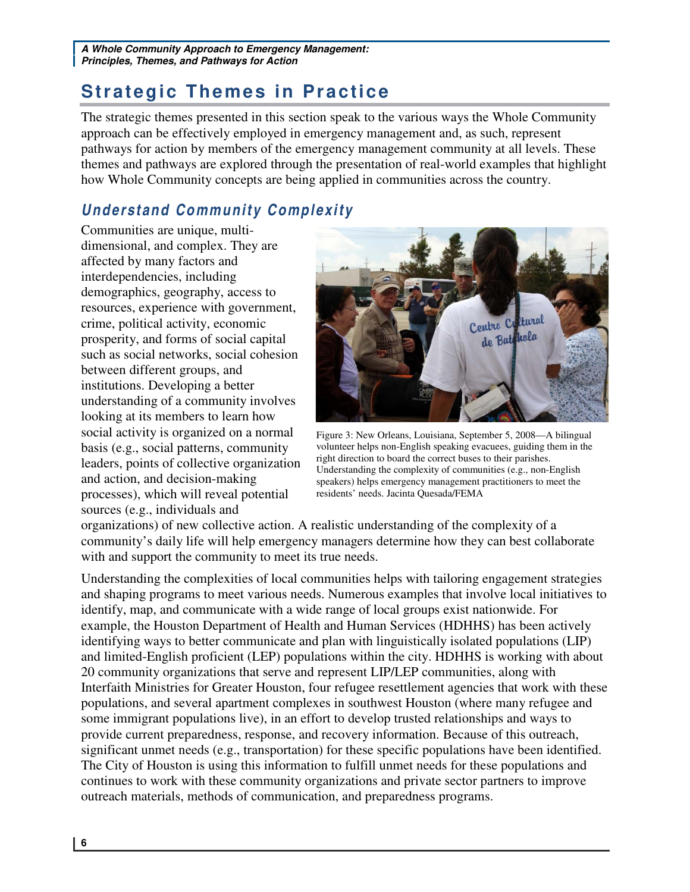## Strategic Themes in Practice

The strategic themes presented in this section speak to the various ways the Whole Community approach can be effectively employed in emergency management and, as such, represent pathways for action by members of the emergency management community at all levels. These themes and pathways are explored through the presentation of real-world examples that highlight how Whole Community concepts are being applied in communities across the country.

### *Understand Community Complexity*

Communities are unique, multi-dimensional, and complex. They are affected by many factors and interdependencies, including demographics, geography, access to resources, experience with government, crime, political activity, economic prosperity, and forms of social capital such as social networks, social cohesion between different groups, and institutions. Developing a better understanding of a community involves looking at its members to learn how social activity is organized on a normal basis (e.g., social patterns, community leaders, points of collective organization and action, and decision-making processes), which will reveal potential sources (e.g., individuals and organizations) of new collective action. A realistic understanding of the complexity of a community's daily life will help emergency managers determine how they can best collaborate with and support the community to meet its true needs.

Figure 3: New Orleans, Louisiana, September 5, 2008—A bilingual volunteer helps non-English speaking evacuees, guiding them in the right direction to board the correct buses to their parishes. Understanding the complexity of communities (e.g., non-English speakers) helps emergency management practitioners to meet the residents' needs. Jacinta Quesada/FEMA

Understanding the complexities of local communities helps with tailoring engagement strategies and shaping programs to meet various needs. Numerous examples that involve local initiatives to identify, map, and communicate with a wide range of local groups exist nationwide. For example, the Houston Department of Health and Human Services (HDHHS) has been actively identifying ways to better communicate and plan with linguistically isolated populations (LIP) and limited-English proficient (LEP) populations within the city. HDHHS is working with about 20 community organizations that serve and represent LIP/LEP communities, along with Interfaith Ministries for Greater Houston, four refugee resettlement agencies that work with these populations, and several apartment complexes in southwest Houston (where many refugee and some immigrant populations live), in an effort to develop trusted relationships and ways to provide current preparedness, response, and recovery information. Because of this outreach, significant unmet needs (e.g., transportation) for these specific populations have been identified. The City of Houston is using this information to fulfill unmet needs for these populations and continues to work with these community organizations and private sector partners to improve outreach materials, methods of communication, and preparedness programs.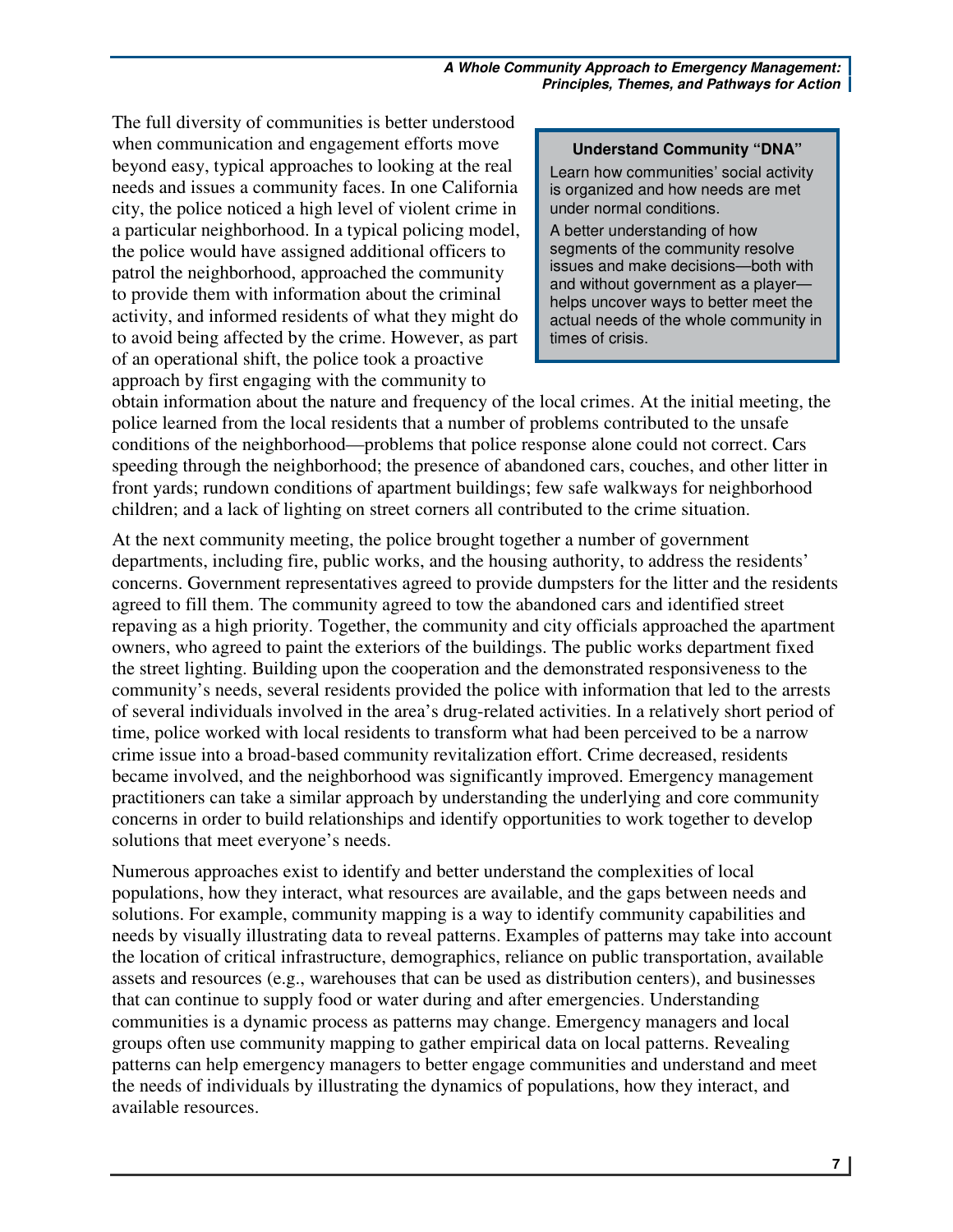The full diversity of communities is better understood when communication and engagement efforts move beyond easy, typical approaches to looking at the real needs and issues a community faces. In one California city, the police noticed a high level of violent crime in a particular neighborhood. In a typical policing model, the police would have assigned additional officers to patrol the neighborhood, approached the community to provide them with information about the criminal activity, and informed residents of what they might do to avoid being affected by the crime. However, as part of an operational shift, the police took a proactive approach by first engaging with the community to obtain information about the nature and frequency of the local crimes. At the initial meeting, the police learned from the local residents that a number of problems contributed to the unsafe conditions of the neighborhood—problems that police response alone could not correct. Cars speeding through the neighborhood; the presence of abandoned cars, couches, and other litter in front yards; rundown conditions of apartment buildings; few safe walkways for neighborhood children; and a lack of lighting on street corners all contributed to the crime situation.

> **Understand Community "DNA"**
>
> Learn how communities' social activity is organized and how needs are met under normal conditions.
>
> A better understanding of how segments of the community resolve issues and make decisions—both with and without government as a player—helps uncover ways to better meet the actual needs of the whole community in times of crisis.

At the next community meeting, the police brought together a number of government departments, including fire, public works, and the housing authority, to address the residents' concerns. Government representatives agreed to provide dumpsters for the litter and the residents agreed to fill them. The community agreed to tow the abandoned cars and identified street repaving as a high priority. Together, the community and city officials approached the apartment owners, who agreed to paint the exteriors of the buildings. The public works department fixed the street lighting. Building upon the cooperation and the demonstrated responsiveness to the community's needs, several residents provided the police with information that led to the arrests of several individuals involved in the area's drug-related activities. In a relatively short period of time, police worked with local residents to transform what had been perceived to be a narrow crime issue into a broad-based community revitalization effort. Crime decreased, residents became involved, and the neighborhood was significantly improved. Emergency management practitioners can take a similar approach by understanding the underlying and core community concerns in order to build relationships and identify opportunities to work together to develop solutions that meet everyone's needs.

Numerous approaches exist to identify and better understand the complexities of local populations, how they interact, what resources are available, and the gaps between needs and solutions. For example, community mapping is a way to identify community capabilities and needs by visually illustrating data to reveal patterns. Examples of patterns may take into account the location of critical infrastructure, demographics, reliance on public transportation, available assets and resources (e.g., warehouses that can be used as distribution centers), and businesses that can continue to supply food or water during and after emergencies. Understanding communities is a dynamic process as patterns may change. Emergency managers and local groups often use community mapping to gather empirical data on local patterns. Revealing patterns can help emergency managers to better engage communities and understand and meet the needs of individuals by illustrating the dynamics of populations, how they interact, and available resources.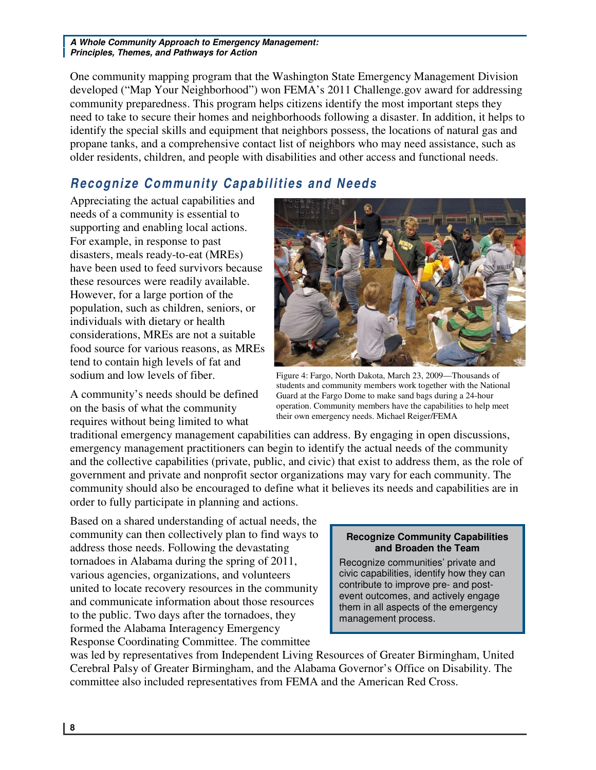One community mapping program that the Washington State Emergency Management Division developed ("Map Your Neighborhood") won FEMA's 2011 Challenge.gov award for addressing community preparedness. This program helps citizens identify the most important steps they need to take to secure their homes and neighborhoods following a disaster. In addition, it helps to identify the special skills and equipment that neighbors possess, the locations of natural gas and propane tanks, and a comprehensive contact list of neighbors who may need assistance, such as older residents, children, and people with disabilities and other access and functional needs.

## *Recognize Community Capabilities and Needs*

Appreciating the actual capabilities and needs of a community is essential to supporting and enabling local actions. For example, in response to past disasters, meals ready-to-eat (MREs) have been used to feed survivors because these resources were readily available. However, for a large portion of the population, such as children, seniors, or individuals with dietary or health considerations, MREs are not a suitable food source for various reasons, as MREs tend to contain high levels of fat and sodium and low levels of fiber.

Figure 4: Fargo, North Dakota, March 23, 2009—Thousands of students and community members work together with the National Guard at the Fargo Dome to make sand bags during a 24-hour operation. Community members have the capabilities to help meet their own emergency needs. Michael Reiger/FEMA

A community's needs should be defined on the basis of what the community requires without being limited to what traditional emergency management capabilities can address. By engaging in open discussions, emergency management practitioners can begin to identify the actual needs of the community and the collective capabilities (private, public, and civic) that exist to address them, as the role of government and private and nonprofit sector organizations may vary for each community. The community should also be encouraged to define what it believes its needs and capabilities are in order to fully participate in planning and actions.

Based on a shared understanding of actual needs, the community can then collectively plan to find ways to address those needs. Following the devastating tornadoes in Alabama during the spring of 2011, various agencies, organizations, and volunteers united to locate recovery resources in the community and communicate information about those resources to the public. Two days after the tornadoes, they formed the Alabama Interagency Emergency Response Coordinating Committee. The committee was led by representatives from Independent Living Resources of Greater Birmingham, United Cerebral Palsy of Greater Birmingham, and the Alabama Governor's Office on Disability. The committee also included representatives from FEMA and the American Red Cross.

> **Recognize Community Capabilities and Broaden the Team**
>
> Recognize communities' private and civic capabilities, identify how they can contribute to improve pre- and post-event outcomes, and actively engage them in all aspects of the emergency management process.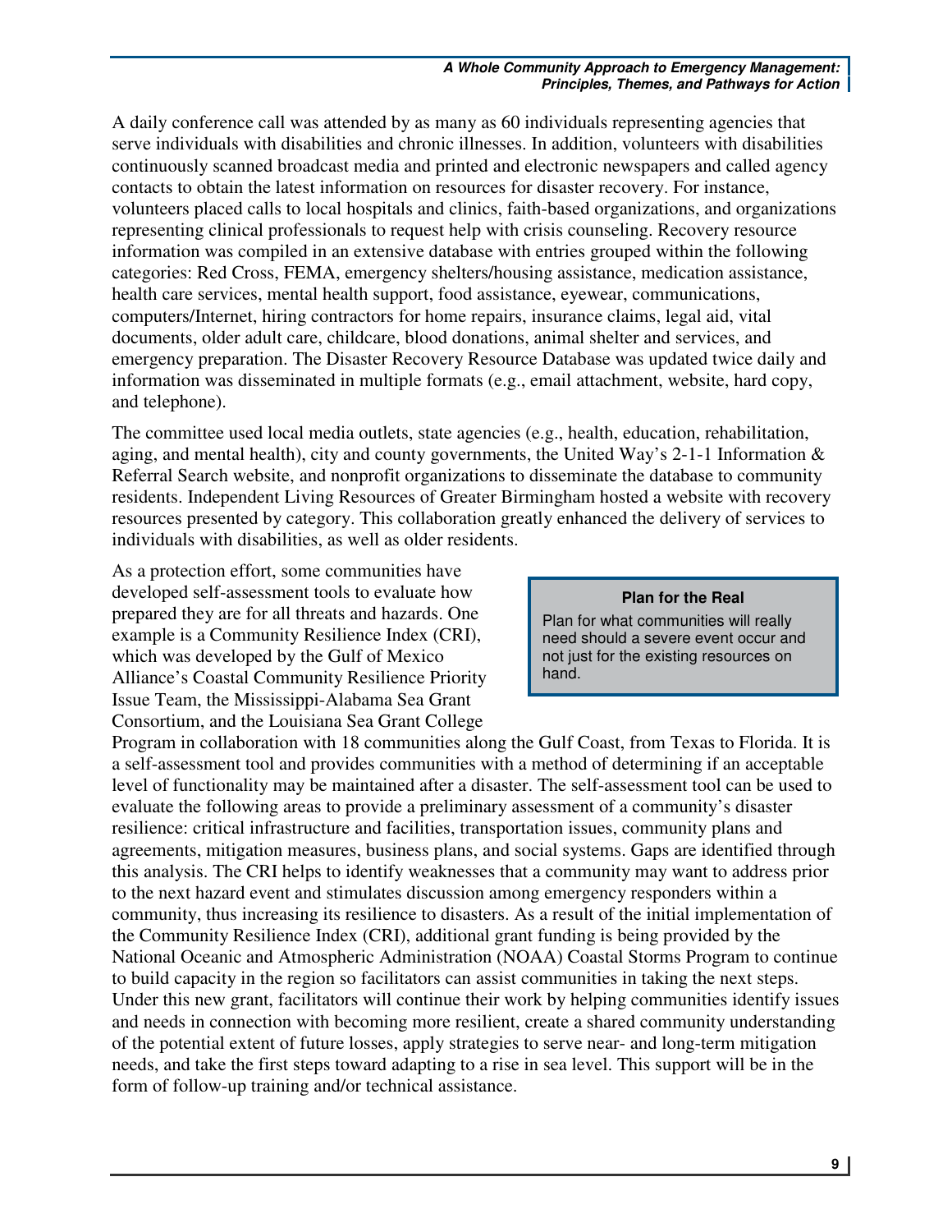A daily conference call was attended by as many as 60 individuals representing agencies that serve individuals with disabilities and chronic illnesses. In addition, volunteers with disabilities continuously scanned broadcast media and printed and electronic newspapers and called agency contacts to obtain the latest information on resources for disaster recovery. For instance, volunteers placed calls to local hospitals and clinics, faith-based organizations, and organizations representing clinical professionals to request help with crisis counseling. Recovery resource information was compiled in an extensive database with entries grouped within the following categories: Red Cross, FEMA, emergency shelters/housing assistance, medication assistance, health care services, mental health support, food assistance, eyewear, communications, computers/Internet, hiring contractors for home repairs, insurance claims, legal aid, vital documents, older adult care, childcare, blood donations, animal shelter and services, and emergency preparation. The Disaster Recovery Resource Database was updated twice daily and information was disseminated in multiple formats (e.g., email attachment, website, hard copy, and telephone).

The committee used local media outlets, state agencies (e.g., health, education, rehabilitation, aging, and mental health), city and county governments, the United Way's 2-1-1 Information & Referral Search website, and nonprofit organizations to disseminate the database to community residents. Independent Living Resources of Greater Birmingham hosted a website with recovery resources presented by category. This collaboration greatly enhanced the delivery of services to individuals with disabilities, as well as older residents.

> **Plan for the Real**
>
> Plan for what communities will really need should a severe event occur and not just for the existing resources on hand.

As a protection effort, some communities have developed self-assessment tools to evaluate how prepared they are for all threats and hazards. One example is a Community Resilience Index (CRI), which was developed by the Gulf of Mexico Alliance's Coastal Community Resilience Priority Issue Team, the Mississippi-Alabama Sea Grant Consortium, and the Louisiana Sea Grant College Program in collaboration with 18 communities along the Gulf Coast, from Texas to Florida. It is a self-assessment tool and provides communities with a method of determining if an acceptable level of functionality may be maintained after a disaster. The self-assessment tool can be used to evaluate the following areas to provide a preliminary assessment of a community's disaster resilience: critical infrastructure and facilities, transportation issues, community plans and agreements, mitigation measures, business plans, and social systems. Gaps are identified through this analysis. The CRI helps to identify weaknesses that a community may want to address prior to the next hazard event and stimulates discussion among emergency responders within a community, thus increasing its resilience to disasters. As a result of the initial implementation of the Community Resilience Index (CRI), additional grant funding is being provided by the National Oceanic and Atmospheric Administration (NOAA) Coastal Storms Program to continue to build capacity in the region so facilitators can assist communities in taking the next steps. Under this new grant, facilitators will continue their work by helping communities identify issues and needs in connection with becoming more resilient, create a shared community understanding of the potential extent of future losses, apply strategies to serve near- and long-term mitigation needs, and take the first steps toward adapting to a rise in sea level. This support will be in the form of follow-up training and/or technical assistance.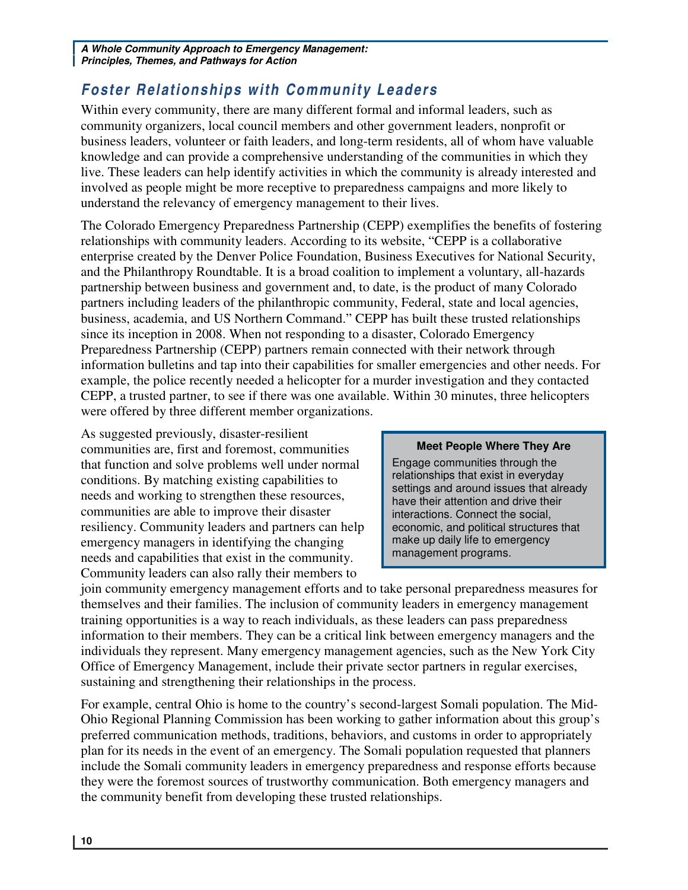## *Foster Relationships with Community Leaders*

Within every community, there are many different formal and informal leaders, such as community organizers, local council members and other government leaders, nonprofit or business leaders, volunteer or faith leaders, and long-term residents, all of whom have valuable knowledge and can provide a comprehensive understanding of the communities in which they live. These leaders can help identify activities in which the community is already interested and involved as people might be more receptive to preparedness campaigns and more likely to understand the relevancy of emergency management to their lives.

The Colorado Emergency Preparedness Partnership (CEPP) exemplifies the benefits of fostering relationships with community leaders. According to its website, "CEPP is a collaborative enterprise created by the Denver Police Foundation, Business Executives for National Security, and the Philanthropy Roundtable. It is a broad coalition to implement a voluntary, all-hazards partnership between business and government and, to date, is the product of many Colorado partners including leaders of the philanthropic community, Federal, state and local agencies, business, academia, and US Northern Command." CEPP has built these trusted relationships since its inception in 2008. When not responding to a disaster, Colorado Emergency Preparedness Partnership (CEPP) partners remain connected with their network through information bulletins and tap into their capabilities for smaller emergencies and other needs. For example, the police recently needed a helicopter for a murder investigation and they contacted CEPP, a trusted partner, to see if there was one available. Within 30 minutes, three helicopters were offered by three different member organizations.

As suggested previously, disaster-resilient communities are, first and foremost, communities that function and solve problems well under normal conditions. By matching existing capabilities to needs and working to strengthen these resources, communities are able to improve their disaster resiliency. Community leaders and partners can help emergency managers in identifying the changing needs and capabilities that exist in the community. Community leaders can also rally their members to join community emergency management efforts and to take personal preparedness measures for themselves and their families. The inclusion of community leaders in emergency management training opportunities is a way to reach individuals, as these leaders can pass preparedness information to their members. They can be a critical link between emergency managers and the individuals they represent. Many emergency management agencies, such as the New York City Office of Emergency Management, include their private sector partners in regular exercises, sustaining and strengthening their relationships in the process.

> **Meet People Where They Are**
>
> Engage communities through the relationships that exist in everyday settings and around issues that already have their attention and drive their interactions. Connect the social, economic, and political structures that make up daily life to emergency management programs.

For example, central Ohio is home to the country's second-largest Somali population. The Mid-Ohio Regional Planning Commission has been working to gather information about this group's preferred communication methods, traditions, behaviors, and customs in order to appropriately plan for its needs in the event of an emergency. The Somali population requested that planners include the Somali community leaders in emergency preparedness and response efforts because they were the foremost sources of trustworthy communication. Both emergency managers and the community benefit from developing these trusted relationships.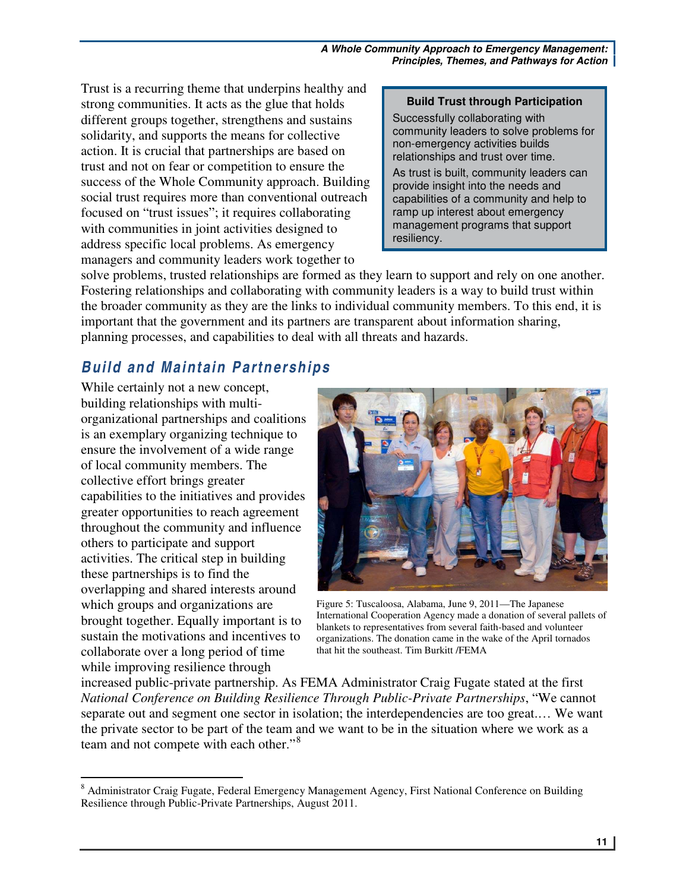Trust is a recurring theme that underpins healthy and strong communities. It acts as the glue that holds different groups together, strengthens and sustains solidarity, and supports the means for collective action. It is crucial that partnerships are based on trust and not on fear or competition to ensure the success of the Whole Community approach. Building social trust requires more than conventional outreach focused on "trust issues"; it requires collaborating with communities in joint activities designed to address specific local problems. As emergency managers and community leaders work together to solve problems, trusted relationships are formed as they learn to support and rely on one another. Fostering relationships and collaborating with community leaders is a way to build trust within the broader community as they are the links to individual community members. To this end, it is important that the government and its partners are transparent about information sharing, planning processes, and capabilities to deal with all threats and hazards.

> **Build Trust through Participation**
>
> Successfully collaborating with community leaders to solve problems for non-emergency activities builds relationships and trust over time.
>
> As trust is built, community leaders can provide insight into the needs and capabilities of a community and help to ramp up interest about emergency management programs that support resiliency.

## *Build and Maintain Partnerships*

While certainly not a new concept, building relationships with multi-organizational partnerships and coalitions is an exemplary organizing technique to ensure the involvement of a wide range of local community members. The collective effort brings greater capabilities to the initiatives and provides greater opportunities to reach agreement throughout the community and influence others to participate and support activities. The critical step in building these partnerships is to find the overlapping and shared interests around which groups and organizations are brought together. Equally important is to sustain the motivations and incentives to collaborate over a long period of time while improving resilience through increased public-private partnership. As FEMA Administrator Craig Fugate stated at the first *National Conference on Building Resilience Through Public-Private Partnerships*, "We cannot separate out and segment one sector in isolation; the interdependencies are too great.… We want the private sector to be part of the team and we want to be in the situation where we work as a team and not compete with each other."[8]

Figure 5: Tuscaloosa, Alabama, June 9, 2011—The Japanese International Cooperation Agency made a donation of several pallets of blankets to representatives from several faith-based and volunteer organizations. The donation came in the wake of the April tornados that hit the southeast. Tim Burkitt /FEMA

[8] Administrator Craig Fugate, Federal Emergency Management Agency, First National Conference on Building Resilience through Public-Private Partnerships, August 2011.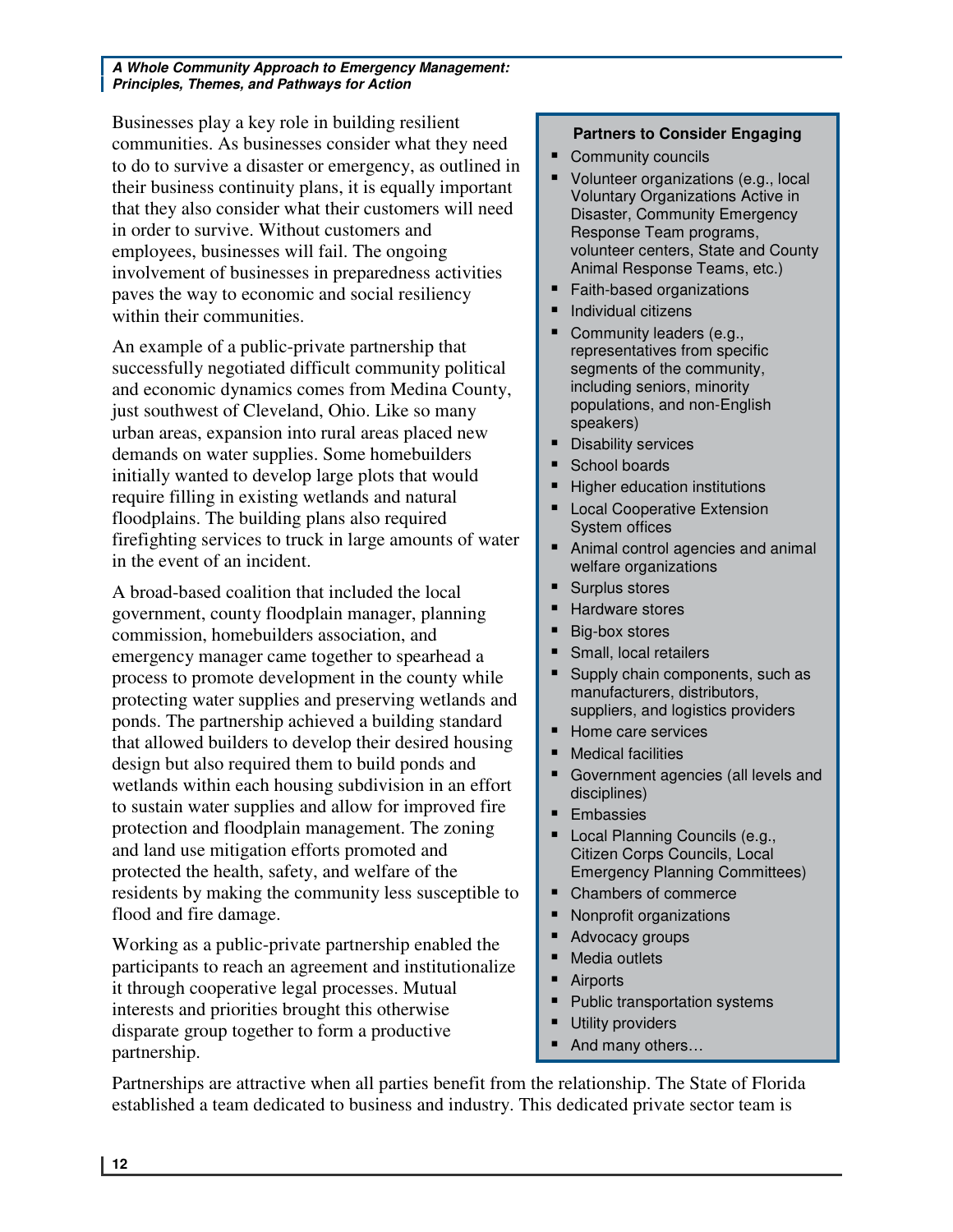Businesses play a key role in building resilient communities. As businesses consider what they need to do to survive a disaster or emergency, as outlined in their business continuity plans, it is equally important that they also consider what their customers will need in order to survive. Without customers and employees, businesses will fail. The ongoing involvement of businesses in preparedness activities paves the way to economic and social resiliency within their communities.

An example of a public-private partnership that successfully negotiated difficult community political and economic dynamics comes from Medina County, just southwest of Cleveland, Ohio. Like so many urban areas, expansion into rural areas placed new demands on water supplies. Some homebuilders initially wanted to develop large plots that would require filling in existing wetlands and natural floodplains. The building plans also required firefighting services to truck in large amounts of water in the event of an incident.

A broad-based coalition that included the local government, county floodplain manager, planning commission, homebuilders association, and emergency manager came together to spearhead a process to promote development in the county while protecting water supplies and preserving wetlands and ponds. The partnership achieved a building standard that allowed builders to develop their desired housing design but also required them to build ponds and wetlands within each housing subdivision in an effort to sustain water supplies and allow for improved fire protection and floodplain management. The zoning and land use mitigation efforts promoted and protected the health, safety, and welfare of the residents by making the community less susceptible to flood and fire damage.

Working as a public-private partnership enabled the participants to reach an agreement and institutionalize it through cooperative legal processes. Mutual interests and priorities brought this otherwise disparate group together to form a productive partnership.

**Partners to Consider Engaging**

- Community councils
- Volunteer organizations (e.g., local Voluntary Organizations Active in Disaster, Community Emergency Response Team programs, volunteer centers, State and County Animal Response Teams, etc.)
- Faith-based organizations
- Individual citizens
- Community leaders (e.g., representatives from specific segments of the community, including seniors, minority populations, and non-English speakers)
- Disability services
- School boards
- Higher education institutions
- Local Cooperative Extension System offices
- Animal control agencies and animal welfare organizations
- Surplus stores
- Hardware stores
- Big-box stores
- Small, local retailers
- Supply chain components, such as manufacturers, distributors, suppliers, and logistics providers
- Home care services
- Medical facilities
- Government agencies (all levels and disciplines)
- Embassies
- Local Planning Councils (e.g., Citizen Corps Councils, Local Emergency Planning Committees)
- Chambers of commerce
- Nonprofit organizations
- Advocacy groups
- Media outlets
- Airports
- Public transportation systems
- Utility providers
- And many others…

Partnerships are attractive when all parties benefit from the relationship. The State of Florida established a team dedicated to business and industry. This dedicated private sector team is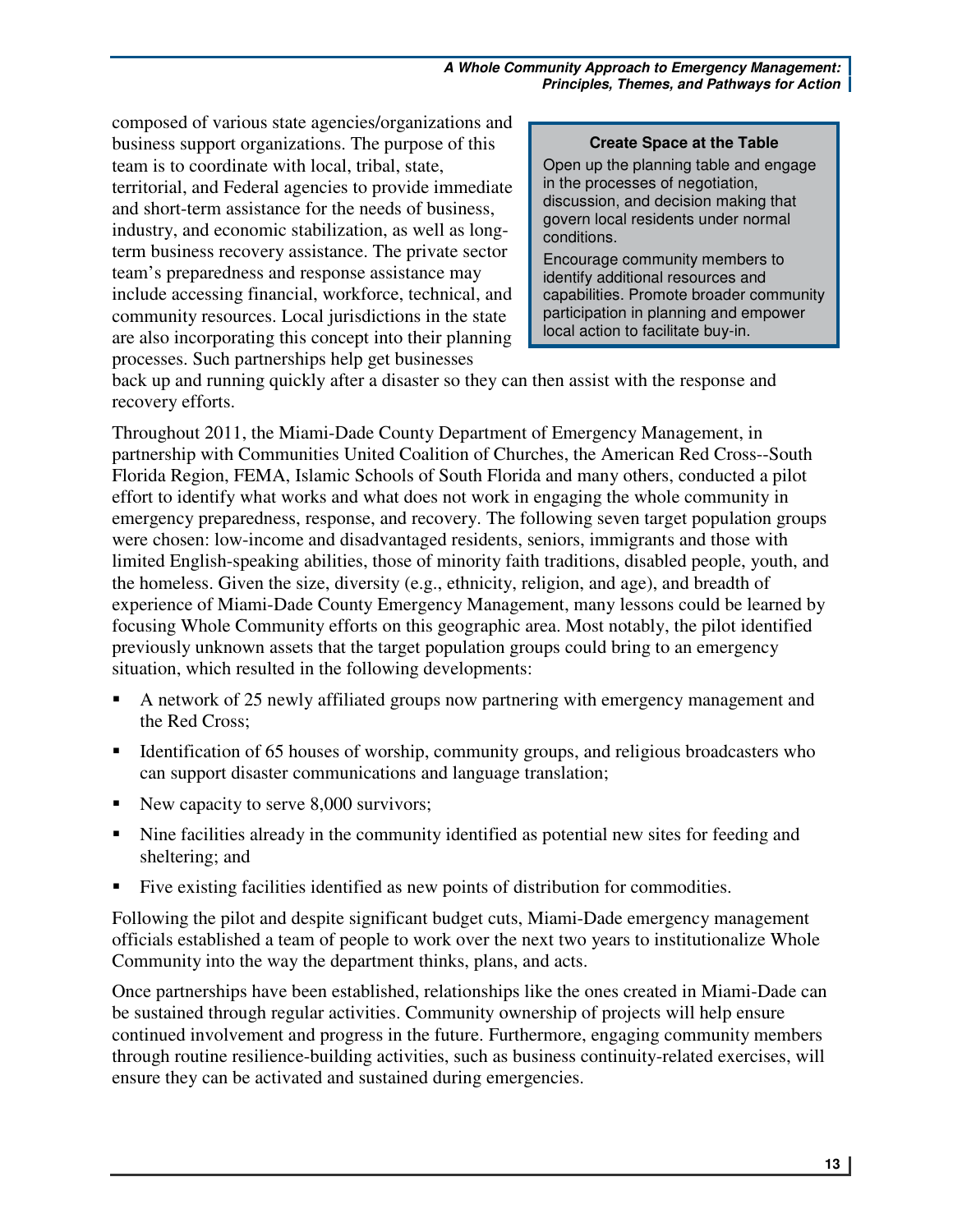composed of various state agencies/organizations and business support organizations. The purpose of this team is to coordinate with local, tribal, state, territorial, and Federal agencies to provide immediate and short-term assistance for the needs of business, industry, and economic stabilization, as well as long-term business recovery assistance. The private sector team's preparedness and response assistance may include accessing financial, workforce, technical, and community resources. Local jurisdictions in the state are also incorporating this concept into their planning processes. Such partnerships help get businesses back up and running quickly after a disaster so they can then assist with the response and recovery efforts.

> **Create Space at the Table**
>
> Open up the planning table and engage in the processes of negotiation, discussion, and decision making that govern local residents under normal conditions.
>
> Encourage community members to identify additional resources and capabilities. Promote broader community participation in planning and empower local action to facilitate buy-in.

Throughout 2011, the Miami-Dade County Department of Emergency Management, in partnership with Communities United Coalition of Churches, the American Red Cross--South Florida Region, FEMA, Islamic Schools of South Florida and many others, conducted a pilot effort to identify what works and what does not work in engaging the whole community in emergency preparedness, response, and recovery. The following seven target population groups were chosen: low-income and disadvantaged residents, seniors, immigrants and those with limited English-speaking abilities, those of minority faith traditions, disabled people, youth, and the homeless. Given the size, diversity (e.g., ethnicity, religion, and age), and breadth of experience of Miami-Dade County Emergency Management, many lessons could be learned by focusing Whole Community efforts on this geographic area. Most notably, the pilot identified previously unknown assets that the target population groups could bring to an emergency situation, which resulted in the following developments:

- A network of 25 newly affiliated groups now partnering with emergency management and the Red Cross;
- Identification of 65 houses of worship, community groups, and religious broadcasters who can support disaster communications and language translation;
- New capacity to serve 8,000 survivors;
- Nine facilities already in the community identified as potential new sites for feeding and sheltering; and
- Five existing facilities identified as new points of distribution for commodities.

Following the pilot and despite significant budget cuts, Miami-Dade emergency management officials established a team of people to work over the next two years to institutionalize Whole Community into the way the department thinks, plans, and acts.

Once partnerships have been established, relationships like the ones created in Miami-Dade can be sustained through regular activities. Community ownership of projects will help ensure continued involvement and progress in the future. Furthermore, engaging community members through routine resilience-building activities, such as business continuity-related exercises, will ensure they can be activated and sustained during emergencies.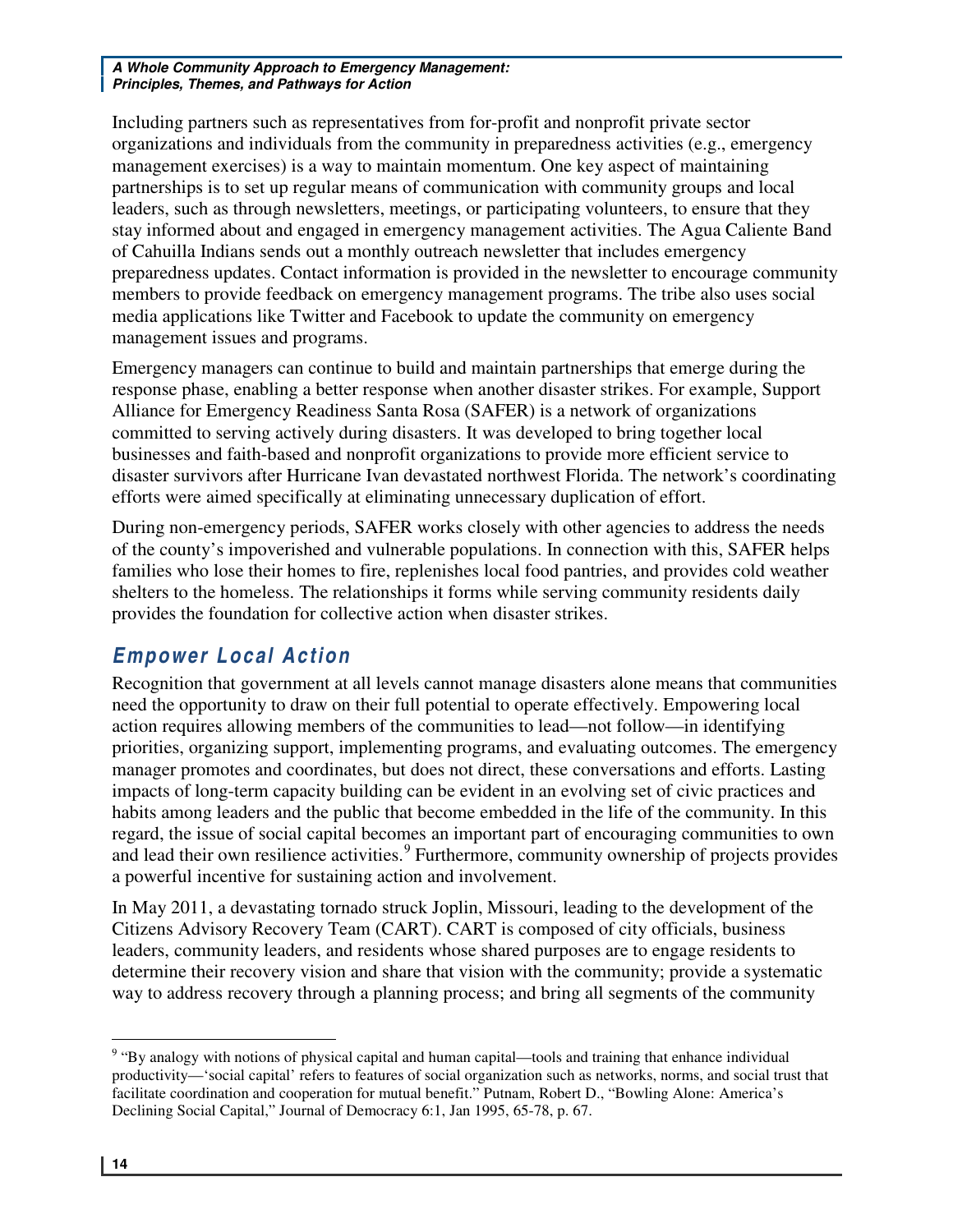Including partners such as representatives from for-profit and nonprofit private sector organizations and individuals from the community in preparedness activities (e.g., emergency management exercises) is a way to maintain momentum. One key aspect of maintaining partnerships is to set up regular means of communication with community groups and local leaders, such as through newsletters, meetings, or participating volunteers, to ensure that they stay informed about and engaged in emergency management activities. The Agua Caliente Band of Cahuilla Indians sends out a monthly outreach newsletter that includes emergency preparedness updates. Contact information is provided in the newsletter to encourage community members to provide feedback on emergency management programs. The tribe also uses social media applications like Twitter and Facebook to update the community on emergency management issues and programs.

Emergency managers can continue to build and maintain partnerships that emerge during the response phase, enabling a better response when another disaster strikes. For example, Support Alliance for Emergency Readiness Santa Rosa (SAFER) is a network of organizations committed to serving actively during disasters. It was developed to bring together local businesses and faith-based and nonprofit organizations to provide more efficient service to disaster survivors after Hurricane Ivan devastated northwest Florida. The network's coordinating efforts were aimed specifically at eliminating unnecessary duplication of effort.

During non-emergency periods, SAFER works closely with other agencies to address the needs of the county's impoverished and vulnerable populations. In connection with this, SAFER helps families who lose their homes to fire, replenishes local food pantries, and provides cold weather shelters to the homeless. The relationships it forms while serving community residents daily provides the foundation for collective action when disaster strikes.

## *Empower Local Action*

Recognition that government at all levels cannot manage disasters alone means that communities need the opportunity to draw on their full potential to operate effectively. Empowering local action requires allowing members of the communities to lead—not follow—in identifying priorities, organizing support, implementing programs, and evaluating outcomes. The emergency manager promotes and coordinates, but does not direct, these conversations and efforts. Lasting impacts of long-term capacity building can be evident in an evolving set of civic practices and habits among leaders and the public that become embedded in the life of the community. In this regard, the issue of social capital becomes an important part of encouraging communities to own and lead their own resilience activities.[9] Furthermore, community ownership of projects provides a powerful incentive for sustaining action and involvement.

In May 2011, a devastating tornado struck Joplin, Missouri, leading to the development of the Citizens Advisory Recovery Team (CART). CART is composed of city officials, business leaders, community leaders, and residents whose shared purposes are to engage residents to determine their recovery vision and share that vision with the community; provide a systematic way to address recovery through a planning process; and bring all segments of the community

---

[9] "By analogy with notions of physical capital and human capital—tools and training that enhance individual productivity—'social capital' refers to features of social organization such as networks, norms, and social trust that facilitate coordination and cooperation for mutual benefit." Putnam, Robert D., "Bowling Alone: America's Declining Social Capital," Journal of Democracy 6:1, Jan 1995, 65-78, p. 67.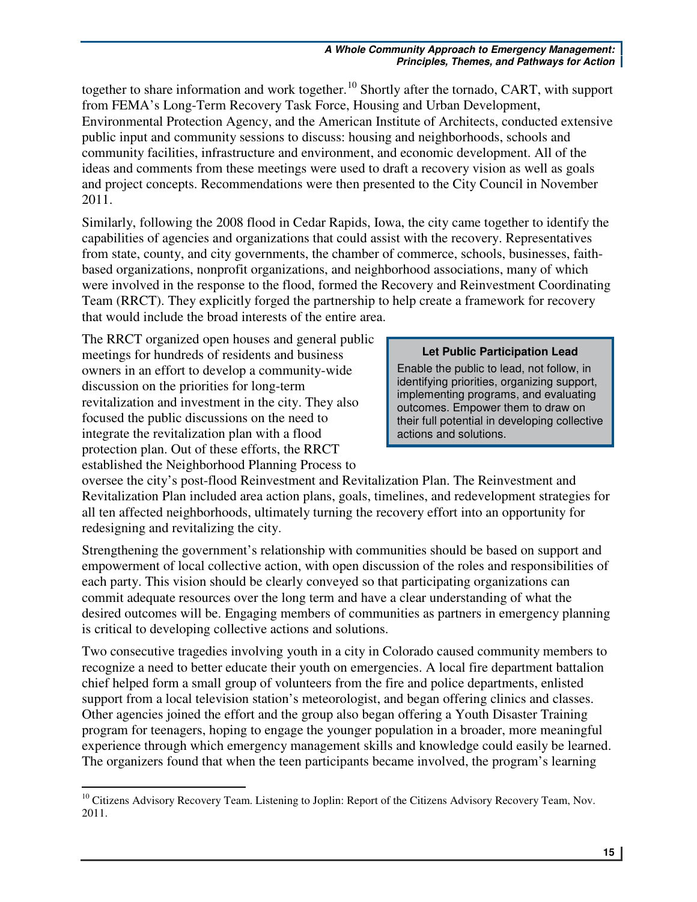together to share information and work together.[10] Shortly after the tornado, CART, with support from FEMA's Long-Term Recovery Task Force, Housing and Urban Development, Environmental Protection Agency, and the American Institute of Architects, conducted extensive public input and community sessions to discuss: housing and neighborhoods, schools and community facilities, infrastructure and environment, and economic development. All of the ideas and comments from these meetings were used to draft a recovery vision as well as goals and project concepts. Recommendations were then presented to the City Council in November 2011.

Similarly, following the 2008 flood in Cedar Rapids, Iowa, the city came together to identify the capabilities of agencies and organizations that could assist with the recovery. Representatives from state, county, and city governments, the chamber of commerce, schools, businesses, faith-based organizations, nonprofit organizations, and neighborhood associations, many of which were involved in the response to the flood, formed the Recovery and Reinvestment Coordinating Team (RRCT). They explicitly forged the partnership to help create a framework for recovery that would include the broad interests of the entire area.

The RRCT organized open houses and general public meetings for hundreds of residents and business owners in an effort to develop a community-wide discussion on the priorities for long-term revitalization and investment in the city. They also focused the public discussions on the need to integrate the revitalization plan with a flood protection plan. Out of these efforts, the RRCT established the Neighborhood Planning Process to oversee the city's post-flood Reinvestment and Revitalization Plan. The Reinvestment and Revitalization Plan included area action plans, goals, timelines, and redevelopment strategies for all ten affected neighborhoods, ultimately turning the recovery effort into an opportunity for redesigning and revitalizing the city.

> **Let Public Participation Lead**
>
> Enable the public to lead, not follow, in identifying priorities, organizing support, implementing programs, and evaluating outcomes. Empower them to draw on their full potential in developing collective actions and solutions.

Strengthening the government's relationship with communities should be based on support and empowerment of local collective action, with open discussion of the roles and responsibilities of each party. This vision should be clearly conveyed so that participating organizations can commit adequate resources over the long term and have a clear understanding of what the desired outcomes will be. Engaging members of communities as partners in emergency planning is critical to developing collective actions and solutions.

Two consecutive tragedies involving youth in a city in Colorado caused community members to recognize a need to better educate their youth on emergencies. A local fire department battalion chief helped form a small group of volunteers from the fire and police departments, enlisted support from a local television station's meteorologist, and began offering clinics and classes. Other agencies joined the effort and the group also began offering a Youth Disaster Training program for teenagers, hoping to engage the younger population in a broader, more meaningful experience through which emergency management skills and knowledge could easily be learned. The organizers found that when the teen participants became involved, the program's learning

---

[10] Citizens Advisory Recovery Team. Listening to Joplin: Report of the Citizens Advisory Recovery Team, Nov. 2011.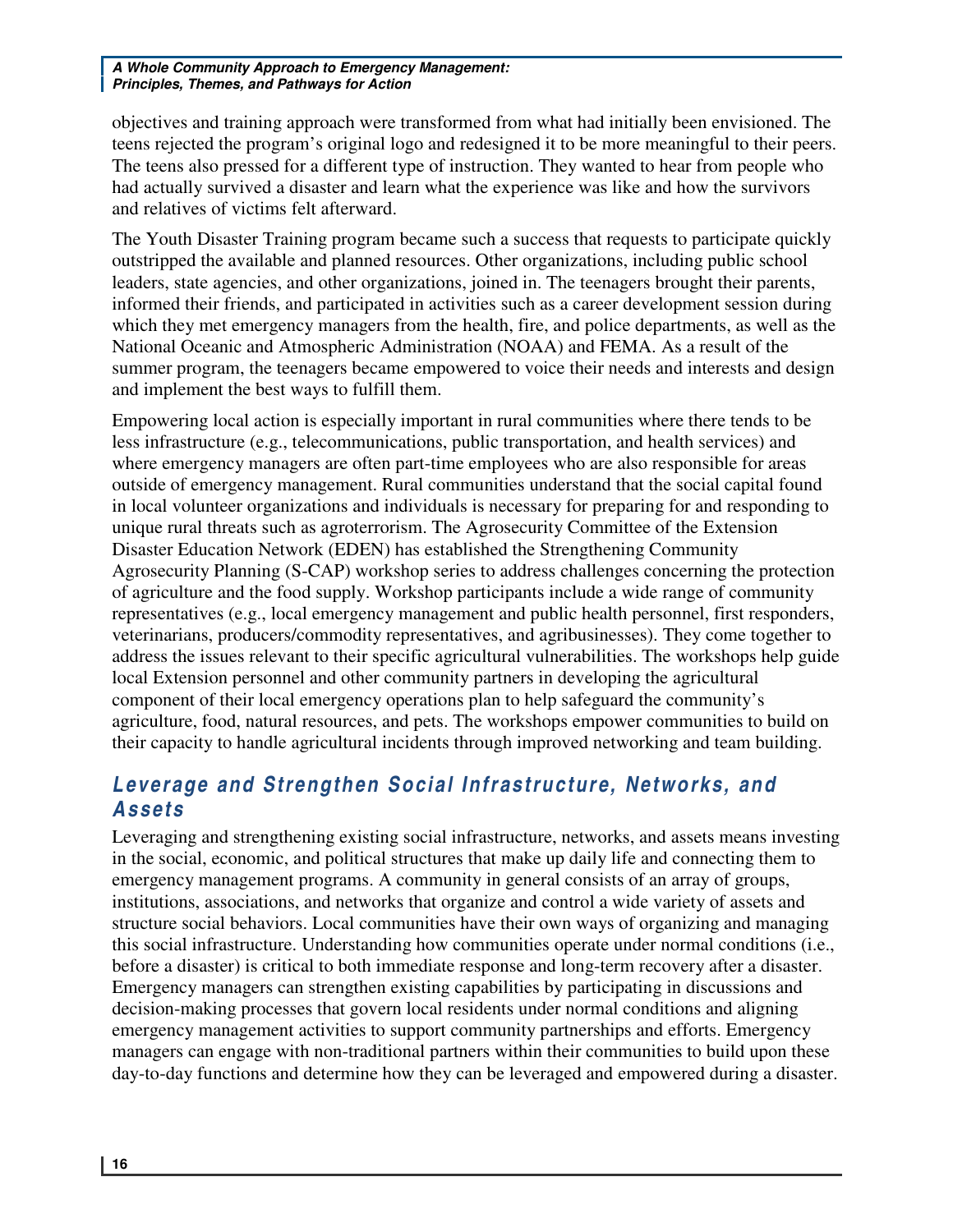objectives and training approach were transformed from what had initially been envisioned. The teens rejected the program's original logo and redesigned it to be more meaningful to their peers. The teens also pressed for a different type of instruction. They wanted to hear from people who had actually survived a disaster and learn what the experience was like and how the survivors and relatives of victims felt afterward.

The Youth Disaster Training program became such a success that requests to participate quickly outstripped the available and planned resources. Other organizations, including public school leaders, state agencies, and other organizations, joined in. The teenagers brought their parents, informed their friends, and participated in activities such as a career development session during which they met emergency managers from the health, fire, and police departments, as well as the National Oceanic and Atmospheric Administration (NOAA) and FEMA. As a result of the summer program, the teenagers became empowered to voice their needs and interests and design and implement the best ways to fulfill them.

Empowering local action is especially important in rural communities where there tends to be less infrastructure (e.g., telecommunications, public transportation, and health services) and where emergency managers are often part-time employees who are also responsible for areas outside of emergency management. Rural communities understand that the social capital found in local volunteer organizations and individuals is necessary for preparing for and responding to unique rural threats such as agroterrorism. The Agrosecurity Committee of the Extension Disaster Education Network (EDEN) has established the Strengthening Community Agrosecurity Planning (S-CAP) workshop series to address challenges concerning the protection of agriculture and the food supply. Workshop participants include a wide range of community representatives (e.g., local emergency management and public health personnel, first responders, veterinarians, producers/commodity representatives, and agribusinesses). They come together to address the issues relevant to their specific agricultural vulnerabilities. The workshops help guide local Extension personnel and other community partners in developing the agricultural component of their local emergency operations plan to help safeguard the community's agriculture, food, natural resources, and pets. The workshops empower communities to build on their capacity to handle agricultural incidents through improved networking and team building.

## Leverage and Strengthen Social Infrastructure, Networks, and Assets

Leveraging and strengthening existing social infrastructure, networks, and assets means investing in the social, economic, and political structures that make up daily life and connecting them to emergency management programs. A community in general consists of an array of groups, institutions, associations, and networks that organize and control a wide variety of assets and structure social behaviors. Local communities have their own ways of organizing and managing this social infrastructure. Understanding how communities operate under normal conditions (i.e., before a disaster) is critical to both immediate response and long-term recovery after a disaster. Emergency managers can strengthen existing capabilities by participating in discussions and decision-making processes that govern local residents under normal conditions and aligning emergency management activities to support community partnerships and efforts. Emergency managers can engage with non-traditional partners within their communities to build upon these day-to-day functions and determine how they can be leveraged and empowered during a disaster.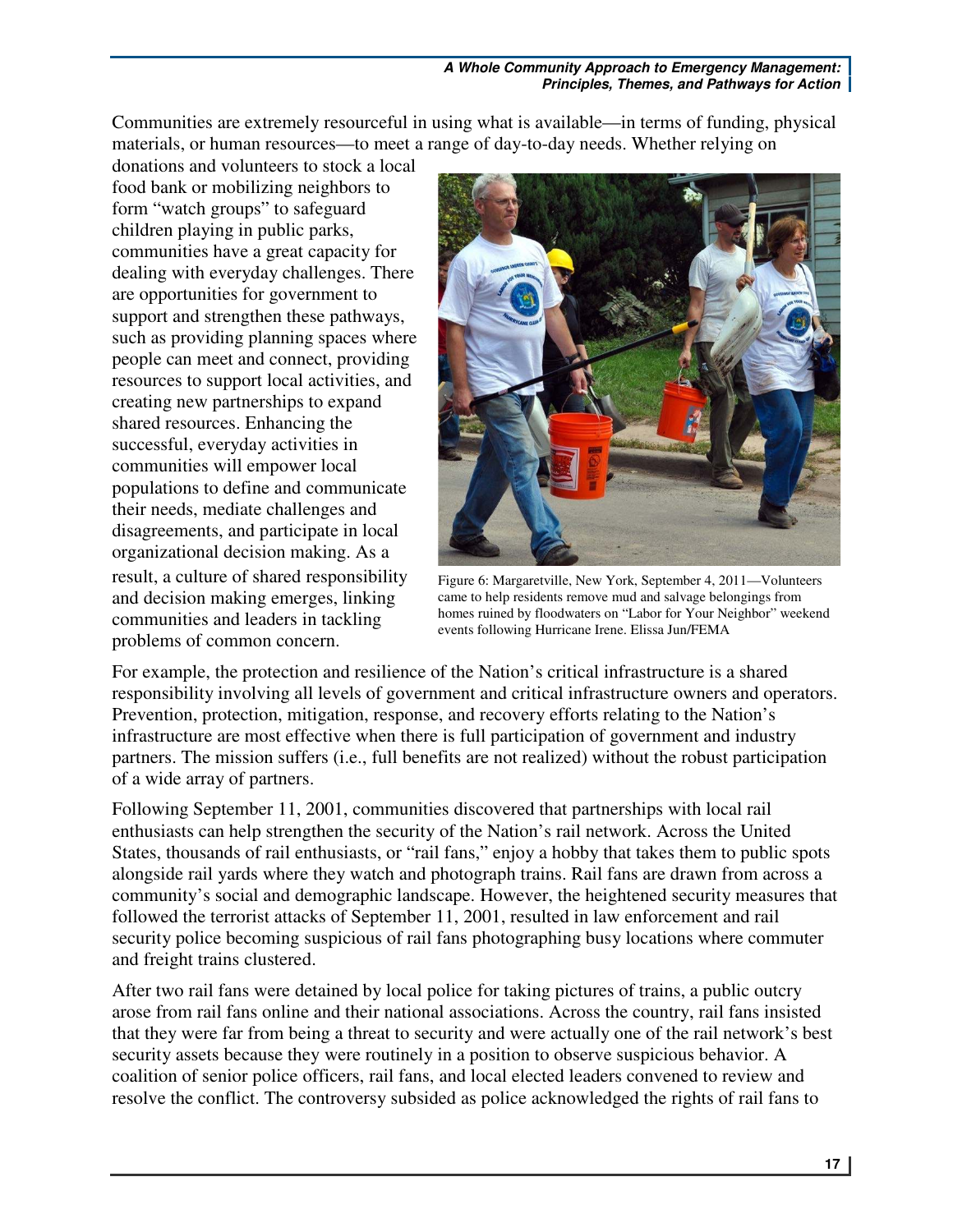Communities are extremely resourceful in using what is available—in terms of funding, physical materials, or human resources—to meet a range of day-to-day needs. Whether relying on donations and volunteers to stock a local food bank or mobilizing neighbors to form "watch groups" to safeguard children playing in public parks, communities have a great capacity for dealing with everyday challenges. There are opportunities for government to support and strengthen these pathways, such as providing planning spaces where people can meet and connect, providing resources to support local activities, and creating new partnerships to expand shared resources. Enhancing the successful, everyday activities in communities will empower local populations to define and communicate their needs, mediate challenges and disagreements, and participate in local organizational decision making. As a result, a culture of shared responsibility and decision making emerges, linking communities and leaders in tackling problems of common concern.

Figure 6: Margaretville, New York, September 4, 2011—Volunteers came to help residents remove mud and salvage belongings from homes ruined by floodwaters on "Labor for Your Neighbor" weekend events following Hurricane Irene. Elissa Jun/FEMA

For example, the protection and resilience of the Nation's critical infrastructure is a shared responsibility involving all levels of government and critical infrastructure owners and operators. Prevention, protection, mitigation, response, and recovery efforts relating to the Nation's infrastructure are most effective when there is full participation of government and industry partners. The mission suffers (i.e., full benefits are not realized) without the robust participation of a wide array of partners.

Following September 11, 2001, communities discovered that partnerships with local rail enthusiasts can help strengthen the security of the Nation's rail network. Across the United States, thousands of rail enthusiasts, or "rail fans," enjoy a hobby that takes them to public spots alongside rail yards where they watch and photograph trains. Rail fans are drawn from across a community's social and demographic landscape. However, the heightened security measures that followed the terrorist attacks of September 11, 2001, resulted in law enforcement and rail security police becoming suspicious of rail fans photographing busy locations where commuter and freight trains clustered.

After two rail fans were detained by local police for taking pictures of trains, a public outcry arose from rail fans online and their national associations. Across the country, rail fans insisted that they were far from being a threat to security and were actually one of the rail network's best security assets because they were routinely in a position to observe suspicious behavior. A coalition of senior police officers, rail fans, and local elected leaders convened to review and resolve the conflict. The controversy subsided as police acknowledged the rights of rail fans to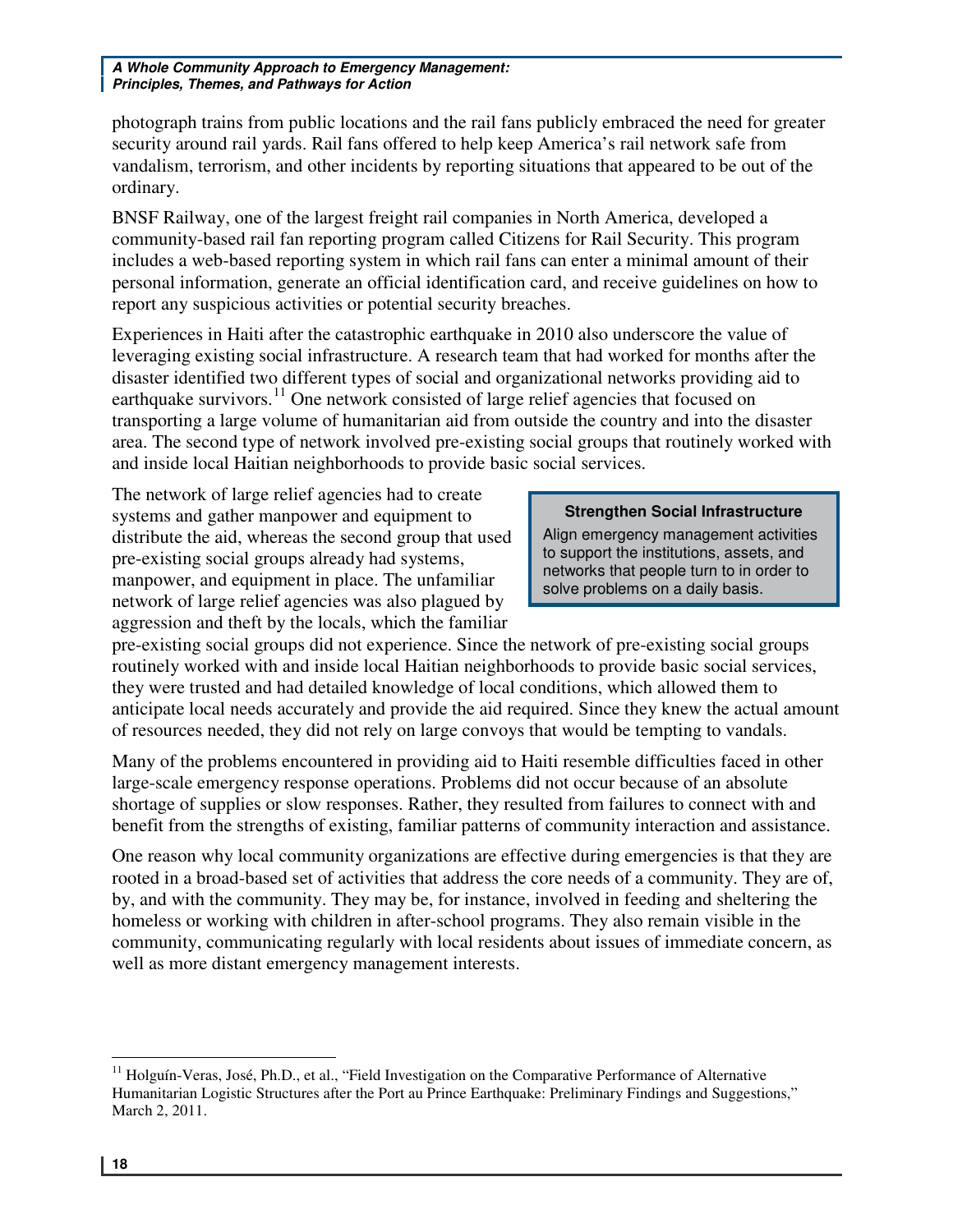photograph trains from public locations and the rail fans publicly embraced the need for greater security around rail yards. Rail fans offered to help keep America's rail network safe from vandalism, terrorism, and other incidents by reporting situations that appeared to be out of the ordinary.

BNSF Railway, one of the largest freight rail companies in North America, developed a community-based rail fan reporting program called Citizens for Rail Security. This program includes a web-based reporting system in which rail fans can enter a minimal amount of their personal information, generate an official identification card, and receive guidelines on how to report any suspicious activities or potential security breaches.

Experiences in Haiti after the catastrophic earthquake in 2010 also underscore the value of leveraging existing social infrastructure. A research team that had worked for months after the disaster identified two different types of social and organizational networks providing aid to earthquake survivors.[11] One network consisted of large relief agencies that focused on transporting a large volume of humanitarian aid from outside the country and into the disaster area. The second type of network involved pre-existing social groups that routinely worked with and inside local Haitian neighborhoods to provide basic social services.

> **Strengthen Social Infrastructure**
>
> Align emergency management activities to support the institutions, assets, and networks that people turn to in order to solve problems on a daily basis.

The network of large relief agencies had to create systems and gather manpower and equipment to distribute the aid, whereas the second group that used pre-existing social groups already had systems, manpower, and equipment in place. The unfamiliar network of large relief agencies was also plagued by aggression and theft by the locals, which the familiar pre-existing social groups did not experience. Since the network of pre-existing social groups routinely worked with and inside local Haitian neighborhoods to provide basic social services, they were trusted and had detailed knowledge of local conditions, which allowed them to anticipate local needs accurately and provide the aid required. Since they knew the actual amount of resources needed, they did not rely on large convoys that would be tempting to vandals.

Many of the problems encountered in providing aid to Haiti resemble difficulties faced in other large-scale emergency response operations. Problems did not occur because of an absolute shortage of supplies or slow responses. Rather, they resulted from failures to connect with and benefit from the strengths of existing, familiar patterns of community interaction and assistance.

One reason why local community organizations are effective during emergencies is that they are rooted in a broad-based set of activities that address the core needs of a community. They are of, by, and with the community. They may be, for instance, involved in feeding and sheltering the homeless or working with children in after-school programs. They also remain visible in the community, communicating regularly with local residents about issues of immediate concern, as well as more distant emergency management interests.

---

[11] Holguín-Veras, José, Ph.D., et al., "Field Investigation on the Comparative Performance of Alternative Humanitarian Logistic Structures after the Port au Prince Earthquake: Preliminary Findings and Suggestions," March 2, 2011.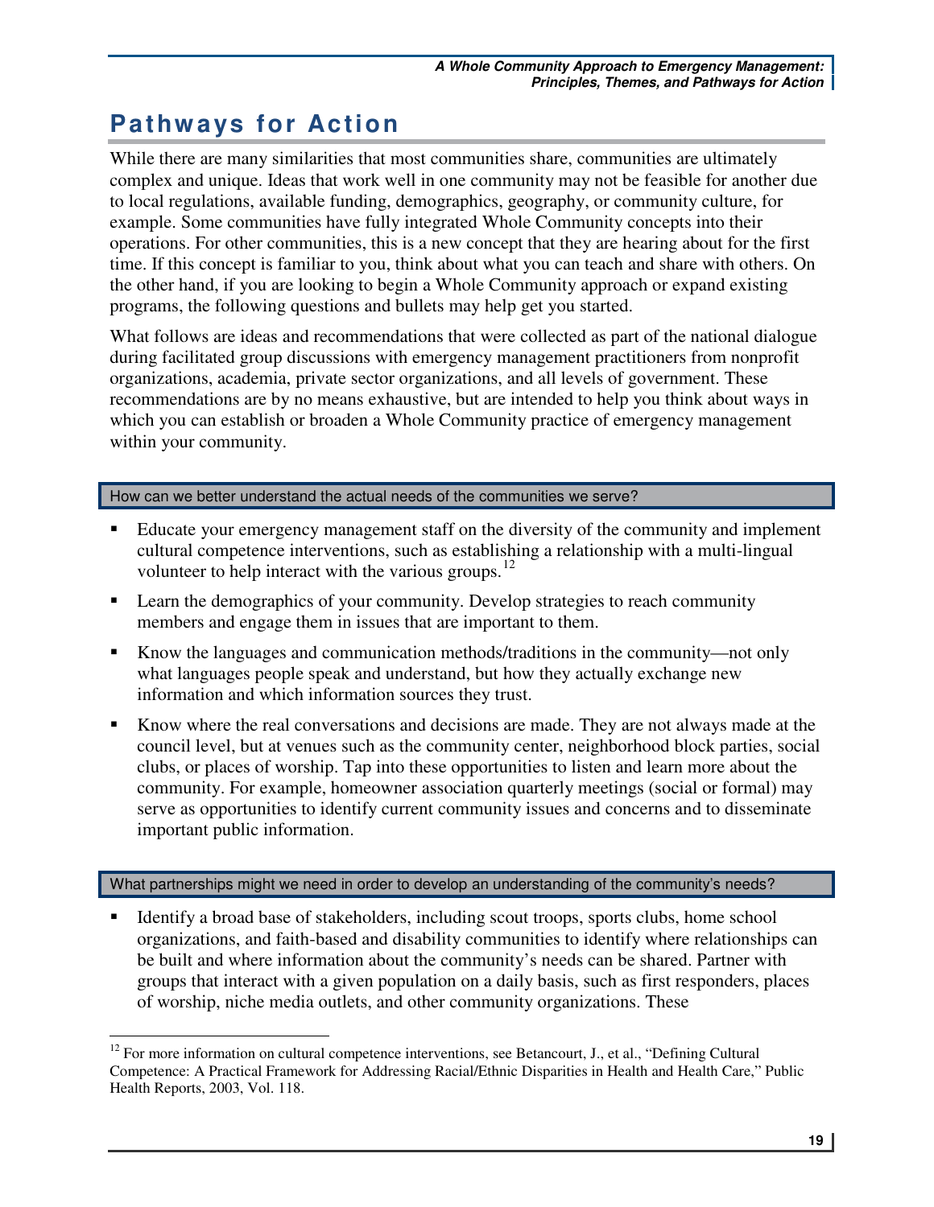# Pathways for Action

While there are many similarities that most communities share, communities are ultimately complex and unique. Ideas that work well in one community may not be feasible for another due to local regulations, available funding, demographics, geography, or community culture, for example. Some communities have fully integrated Whole Community concepts into their operations. For other communities, this is a new concept that they are hearing about for the first time. If this concept is familiar to you, think about what you can teach and share with others. On the other hand, if you are looking to begin a Whole Community approach or expand existing programs, the following questions and bullets may help get you started.

What follows are ideas and recommendations that were collected as part of the national dialogue during facilitated group discussions with emergency management practitioners from nonprofit organizations, academia, private sector organizations, and all levels of government. These recommendations are by no means exhaustive, but are intended to help you think about ways in which you can establish or broaden a Whole Community practice of emergency management within your community.

#### How can we better understand the actual needs of the communities we serve?

- Educate your emergency management staff on the diversity of the community and implement cultural competence interventions, such as establishing a relationship with a multi-lingual volunteer to help interact with the various groups.[12]
- Learn the demographics of your community. Develop strategies to reach community members and engage them in issues that are important to them.
- Know the languages and communication methods/traditions in the community—not only what languages people speak and understand, but how they actually exchange new information and which information sources they trust.
- Know where the real conversations and decisions are made. They are not always made at the council level, but at venues such as the community center, neighborhood block parties, social clubs, or places of worship. Tap into these opportunities to listen and learn more about the community. For example, homeowner association quarterly meetings (social or formal) may serve as opportunities to identify current community issues and concerns and to disseminate important public information.

#### What partnerships might we need in order to develop an understanding of the community's needs?

- Identify a broad base of stakeholders, including scout troops, sports clubs, home school organizations, and faith-based and disability communities to identify where relationships can be built and where information about the community's needs can be shared. Partner with groups that interact with a given population on a daily basis, such as first responders, places of worship, niche media outlets, and other community organizations. These

[12] For more information on cultural competence interventions, see Betancourt, J., et al., "Defining Cultural Competence: A Practical Framework for Addressing Racial/Ethnic Disparities in Health and Health Care," Public Health Reports, 2003, Vol. 118.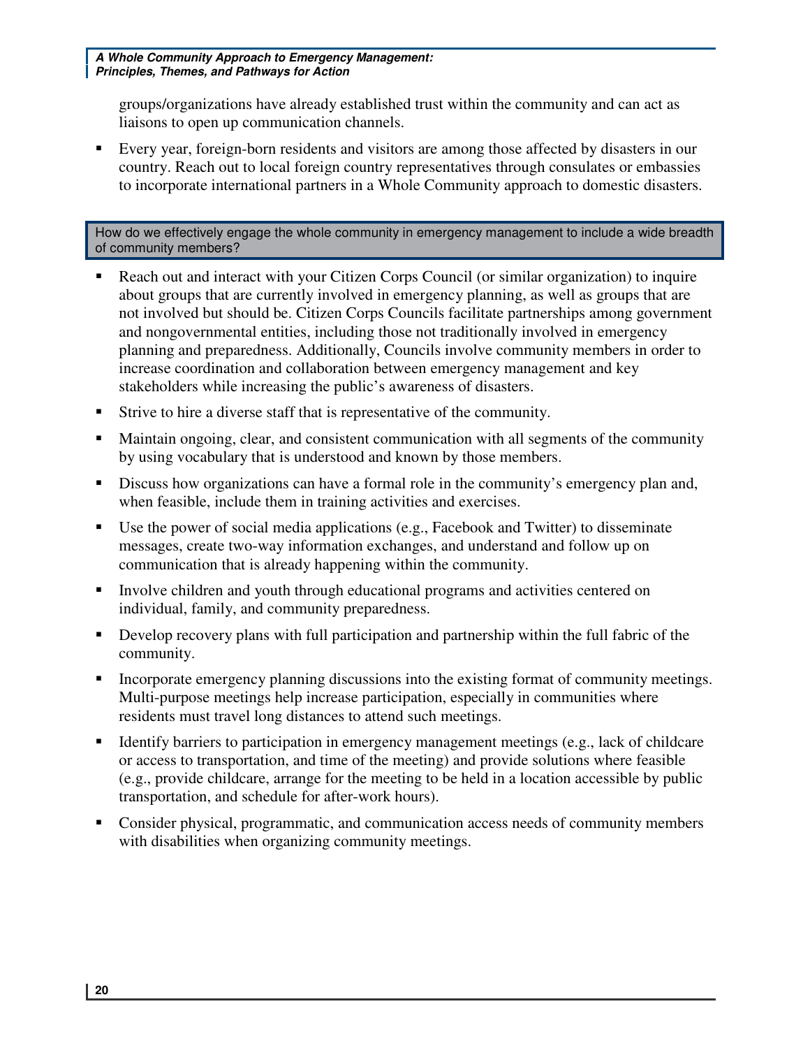groups/organizations have already established trust within the community and can act as liaisons to open up communication channels.

- Every year, foreign-born residents and visitors are among those affected by disasters in our country. Reach out to local foreign country representatives through consulates or embassies to incorporate international partners in a Whole Community approach to domestic disasters.

#### How do we effectively engage the whole community in emergency management to include a wide breadth of community members?

- Reach out and interact with your Citizen Corps Council (or similar organization) to inquire about groups that are currently involved in emergency planning, as well as groups that are not involved but should be. Citizen Corps Councils facilitate partnerships among government and nongovernmental entities, including those not traditionally involved in emergency planning and preparedness. Additionally, Councils involve community members in order to increase coordination and collaboration between emergency management and key stakeholders while increasing the public's awareness of disasters.
- Strive to hire a diverse staff that is representative of the community.
- Maintain ongoing, clear, and consistent communication with all segments of the community by using vocabulary that is understood and known by those members.
- Discuss how organizations can have a formal role in the community's emergency plan and, when feasible, include them in training activities and exercises.
- Use the power of social media applications (e.g., Facebook and Twitter) to disseminate messages, create two-way information exchanges, and understand and follow up on communication that is already happening within the community.
- Involve children and youth through educational programs and activities centered on individual, family, and community preparedness.
- Develop recovery plans with full participation and partnership within the full fabric of the community.
- Incorporate emergency planning discussions into the existing format of community meetings. Multi-purpose meetings help increase participation, especially in communities where residents must travel long distances to attend such meetings.
- Identify barriers to participation in emergency management meetings (e.g., lack of childcare or access to transportation, and time of the meeting) and provide solutions where feasible (e.g., provide childcare, arrange for the meeting to be held in a location accessible by public transportation, and schedule for after-work hours).
- Consider physical, programmatic, and communication access needs of community members with disabilities when organizing community meetings.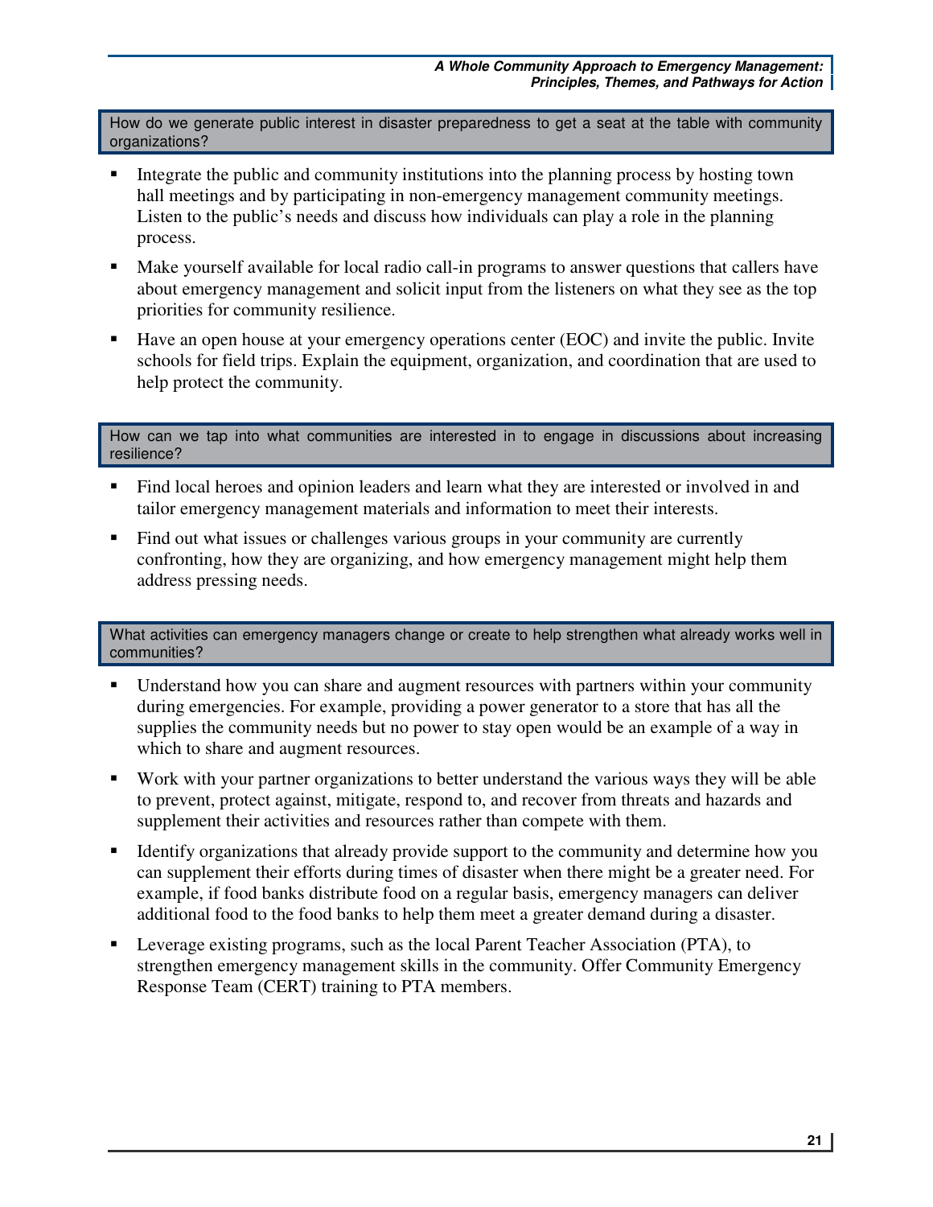**How do we generate public interest in disaster preparedness to get a seat at the table with community organizations?**

- Integrate the public and community institutions into the planning process by hosting town hall meetings and by participating in non-emergency management community meetings. Listen to the public's needs and discuss how individuals can play a role in the planning process.
- Make yourself available for local radio call-in programs to answer questions that callers have about emergency management and solicit input from the listeners on what they see as the top priorities for community resilience.
- Have an open house at your emergency operations center (EOC) and invite the public. Invite schools for field trips. Explain the equipment, organization, and coordination that are used to help protect the community.

**How can we tap into what communities are interested in to engage in discussions about increasing resilience?**

- Find local heroes and opinion leaders and learn what they are interested or involved in and tailor emergency management materials and information to meet their interests.
- Find out what issues or challenges various groups in your community are currently confronting, how they are organizing, and how emergency management might help them address pressing needs.

**What activities can emergency managers change or create to help strengthen what already works well in communities?**

- Understand how you can share and augment resources with partners within your community during emergencies. For example, providing a power generator to a store that has all the supplies the community needs but no power to stay open would be an example of a way in which to share and augment resources.
- Work with your partner organizations to better understand the various ways they will be able to prevent, protect against, mitigate, respond to, and recover from threats and hazards and supplement their activities and resources rather than compete with them.
- Identify organizations that already provide support to the community and determine how you can supplement their efforts during times of disaster when there might be a greater need. For example, if food banks distribute food on a regular basis, emergency managers can deliver additional food to the food banks to help them meet a greater demand during a disaster.
- Leverage existing programs, such as the local Parent Teacher Association (PTA), to strengthen emergency management skills in the community. Offer Community Emergency Response Team (CERT) training to PTA members.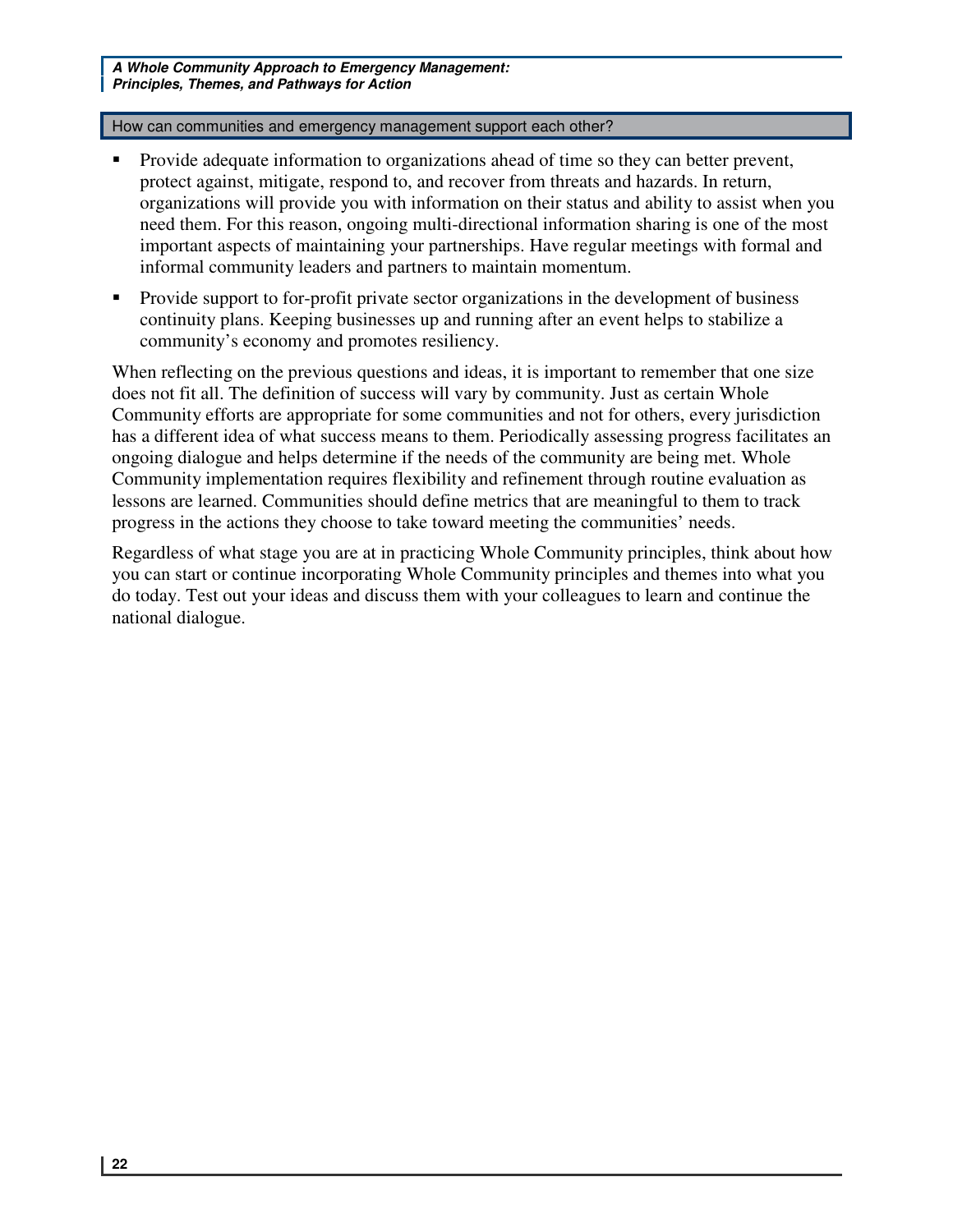How can communities and emergency management support each other?

- Provide adequate information to organizations ahead of time so they can better prevent, protect against, mitigate, respond to, and recover from threats and hazards. In return, organizations will provide you with information on their status and ability to assist when you need them. For this reason, ongoing multi-directional information sharing is one of the most important aspects of maintaining your partnerships. Have regular meetings with formal and informal community leaders and partners to maintain momentum.
- Provide support to for-profit private sector organizations in the development of business continuity plans. Keeping businesses up and running after an event helps to stabilize a community's economy and promotes resiliency.

When reflecting on the previous questions and ideas, it is important to remember that one size does not fit all. The definition of success will vary by community. Just as certain Whole Community efforts are appropriate for some communities and not for others, every jurisdiction has a different idea of what success means to them. Periodically assessing progress facilitates an ongoing dialogue and helps determine if the needs of the community are being met. Whole Community implementation requires flexibility and refinement through routine evaluation as lessons are learned. Communities should define metrics that are meaningful to them to track progress in the actions they choose to take toward meeting the communities' needs.

Regardless of what stage you are at in practicing Whole Community principles, think about how you can start or continue incorporating Whole Community principles and themes into what you do today. Test out your ideas and discuss them with your colleagues to learn and continue the national dialogue.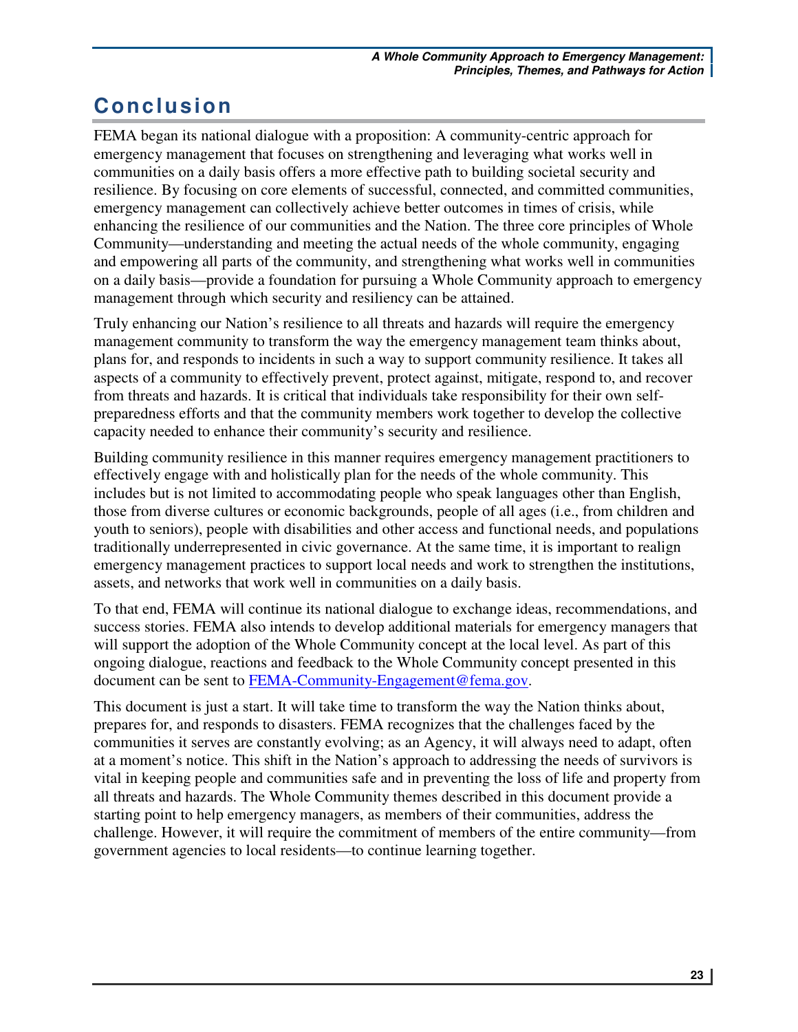# Conclusion

FEMA began its national dialogue with a proposition: A community-centric approach for emergency management that focuses on strengthening and leveraging what works well in communities on a daily basis offers a more effective path to building societal security and resilience. By focusing on core elements of successful, connected, and committed communities, emergency management can collectively achieve better outcomes in times of crisis, while enhancing the resilience of our communities and the Nation. The three core principles of Whole Community—understanding and meeting the actual needs of the whole community, engaging and empowering all parts of the community, and strengthening what works well in communities on a daily basis—provide a foundation for pursuing a Whole Community approach to emergency management through which security and resiliency can be attained.

Truly enhancing our Nation's resilience to all threats and hazards will require the emergency management community to transform the way the emergency management team thinks about, plans for, and responds to incidents in such a way to support community resilience. It takes all aspects of a community to effectively prevent, protect against, mitigate, respond to, and recover from threats and hazards. It is critical that individuals take responsibility for their own self-preparedness efforts and that the community members work together to develop the collective capacity needed to enhance their community's security and resilience.

Building community resilience in this manner requires emergency management practitioners to effectively engage with and holistically plan for the needs of the whole community. This includes but is not limited to accommodating people who speak languages other than English, those from diverse cultures or economic backgrounds, people of all ages (i.e., from children and youth to seniors), people with disabilities and other access and functional needs, and populations traditionally underrepresented in civic governance. At the same time, it is important to realign emergency management practices to support local needs and work to strengthen the institutions, assets, and networks that work well in communities on a daily basis.

To that end, FEMA will continue its national dialogue to exchange ideas, recommendations, and success stories. FEMA also intends to develop additional materials for emergency managers that will support the adoption of the Whole Community concept at the local level. As part of this ongoing dialogue, reactions and feedback to the Whole Community concept presented in this document can be sent to [FEMA-Community-Engagement@fema.gov](mailto:FEMA-Community-Engagement@fema.gov).

This document is just a start. It will take time to transform the way the Nation thinks about, prepares for, and responds to disasters. FEMA recognizes that the challenges faced by the communities it serves are constantly evolving; as an Agency, it will always need to adapt, often at a moment's notice. This shift in the Nation's approach to addressing the needs of survivors is vital in keeping people and communities safe and in preventing the loss of life and property from all threats and hazards. The Whole Community themes described in this document provide a starting point to help emergency managers, as members of their communities, address the challenge. However, it will require the commitment of members of the entire community—from government agencies to local residents—to continue learning together.